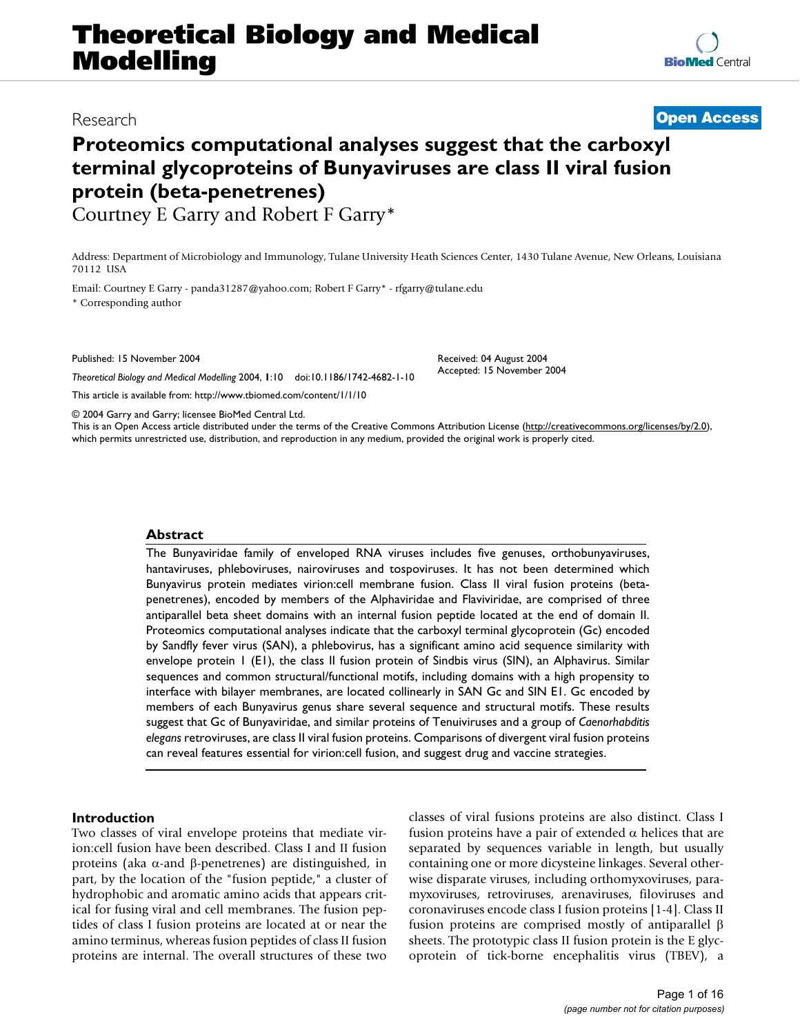# Proteomics computational analyses suggest that the carboxyl terminal glycoproteins of Bunyaviruses are class II viral fusion protein (beta-penetrenes)

Research | Open Access

Courtney E Garry and Robert F Garry*

Address: Department of Microbiology and Immunology, Tulane University Heath Sciences Center, 1430 Tulane Avenue, New Orleans, Louisiana 70112 USA

Email: Courtney E Garry - panda31287@yahoo.com; Robert F Garry* - rfgarry@tulane.edu

\* Corresponding author

Published: 15 November 2004

*Theoretical Biology and Medical Modelling* 2004, **1**:10 doi:10.1186/1742-4682-1-10

Received: 04 August 2004
Accepted: 15 November 2004

This article is available from: http://www.tbiomed.com/content/1/1/10

© 2004 Garry and Garry; licensee BioMed Central Ltd.
This is an Open Access article distributed under the terms of the Creative Commons Attribution License (http://creativecommons.org/licenses/by/2.0), which permits unrestricted use, distribution, and reproduction in any medium, provided the original work is properly cited.

## Abstract

The Bunyaviridae family of enveloped RNA viruses includes five genuses, orthobunyaviruses, hantaviruses, phleboviruses, nairoviruses and tospoviruses. It has not been determined which Bunyavirus protein mediates virion:cell membrane fusion. Class II viral fusion proteins (beta-penetrenes), encoded by members of the Alphaviridae and Flaviviridae, are comprised of three antiparallel beta sheet domains with an internal fusion peptide located at the end of domain II. Proteomics computational analyses indicate that the carboxyl terminal glycoprotein (Gc) encoded by Sandfly fever virus (SAN), a phlebovirus, has a significant amino acid sequence similarity with envelope protein 1 (E1), the class II fusion protein of Sindbis virus (SIN), an Alphavirus. Similar sequences and common structural/functional motifs, including domains with a high propensity to interface with bilayer membranes, are located collinearly in SAN Gc and SIN E1. Gc encoded by members of each Bunyavirus genus share several sequence and structural motifs. These results suggest that Gc of Bunyaviridae, and similar proteins of Tenuiviruses and a group of *Caenorhabditis elegans* retroviruses, are class II viral fusion proteins. Comparisons of divergent viral fusion proteins can reveal features essential for virion:cell fusion, and suggest drug and vaccine strategies.

## Introduction

Two classes of viral envelope proteins that mediate virion:cell fusion have been described. Class I and II fusion proteins (aka α-and β-penetrenes) are distinguished, in part, by the location of the "fusion peptide," a cluster of hydrophobic and aromatic amino acids that appears critical for fusing viral and cell membranes. The fusion peptides of class I fusion proteins are located at or near the amino terminus, whereas fusion peptides of class II fusion proteins are internal. The overall structures of these two classes of viral fusions proteins are also distinct. Class I fusion proteins have a pair of extended α helices that are separated by sequences variable in length, but usually containing one or more dicysteine linkages. Several otherwise disparate viruses, including orthomyxoviruses, paramyxoviruses, retroviruses, arenaviruses, filoviruses and coronaviruses encode class I fusion proteins [1-4]. Class II fusion proteins are comprised mostly of antiparallel β sheets. The prototypic class II fusion protein is the E glycoprotein of tick-borne encephalitis virus (TBEV), a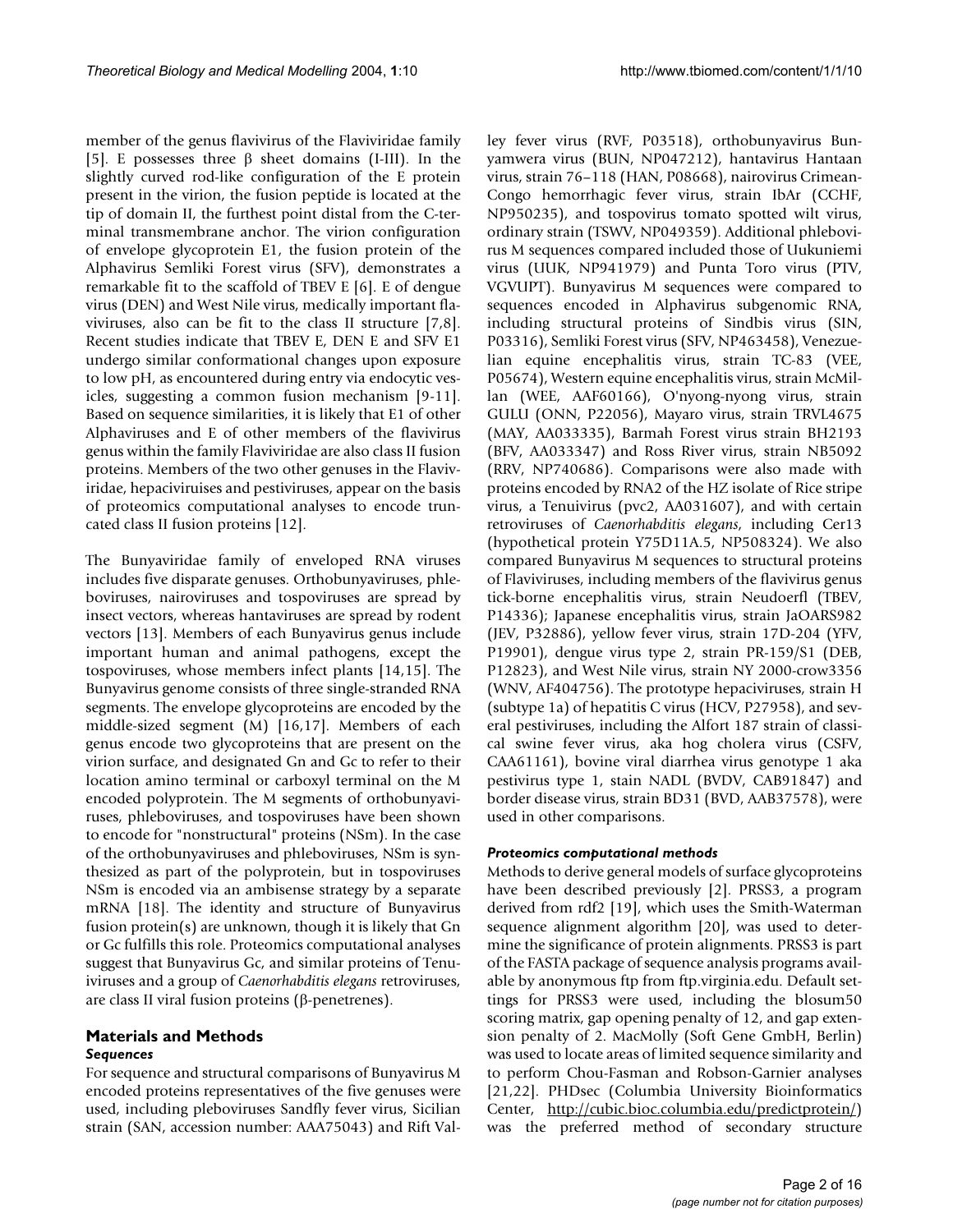member of the genus flavivirus of the Flaviviridae family [5]. E possesses three β sheet domains (I-III). In the slightly curved rod-like configuration of the E protein present in the virion, the fusion peptide is located at the tip of domain II, the furthest point distal from the C-terminal transmembrane anchor. The virion configuration of envelope glycoprotein E1, the fusion protein of the Alphavirus Semliki Forest virus (SFV), demonstrates a remarkable fit to the scaffold of TBEV E [6]. E of dengue virus (DEN) and West Nile virus, medically important flaviviruses, also can be fit to the class II structure [7,8]. Recent studies indicate that TBEV E, DEN E and SFV E1 undergo similar conformational changes upon exposure to low pH, as encountered during entry via endocytic vesicles, suggesting a common fusion mechanism [9-11]. Based on sequence similarities, it is likely that E1 of other Alphaviruses and E of other members of the flavivirus genus within the family Flaviviridae are also class II fusion proteins. Members of the two other genuses in the Flaviviridae, hepaciviruises and pestiviruses, appear on the basis of proteomics computational analyses to encode truncated class II fusion proteins [12].

The Bunyaviridae family of enveloped RNA viruses includes five disparate genuses. Orthobunyaviruses, phleboviruses, nairoviruses and tospoviruses are spread by insect vectors, whereas hantaviruses are spread by rodent vectors [13]. Members of each Bunyavirus genus include important human and animal pathogens, except the tospoviruses, whose members infect plants [14,15]. The Bunyavirus genome consists of three single-stranded RNA segments. The envelope glycoproteins are encoded by the middle-sized segment (M) [16,17]. Members of each genus encode two glycoproteins that are present on the virion surface, and designated Gn and Gc to refer to their location amino terminal or carboxyl terminal on the M encoded polyprotein. The M segments of orthobunyaviruses, phleboviruses, and tospoviruses have been shown to encode for "nonstructural" proteins (NSm). In the case of the orthobunyaviruses and phleboviruses, NSm is synthesized as part of the polyprotein, but in tospoviruses NSm is encoded via an ambisense strategy by a separate mRNA [18]. The identity and structure of Bunyavirus fusion protein(s) are unknown, though it is likely that Gn or Gc fulfills this role. Proteomics computational analyses suggest that Bunyavirus Gc, and similar proteins of Tenuiviruses and a group of *Caenorhabditis elegans* retroviruses, are class II viral fusion proteins (β-penetrenes).

## Materials and Methods

### Sequences

For sequence and structural comparisons of Bunyavirus M encoded proteins representatives of the five genuses were used, including pleboviruses Sandfly fever virus, Sicilian strain (SAN, accession number: AAA75043) and Rift Valley fever virus (RVF, P03518), orthobunyavirus Bunyamwera virus (BUN, NP047212), hantavirus Hantaan virus, strain 76–118 (HAN, P08668), nairovirus Crimean-Congo hemorrhagic fever virus, strain IbAr (CCHF, NP950235), and tospovirus tomato spotted wilt virus, ordinary strain (TSWV, NP049359). Additional phlebovirus M sequences compared included those of Uukuniemi virus (UUK, NP941979) and Punta Toro virus (PTV, VGVUPT). Bunyavirus M sequences were compared to sequences encoded in Alphavirus subgenomic RNA, including structural proteins of Sindbis virus (SIN, P03316), Semliki Forest virus (SFV, NP463458), Venezuelian equine encephalitis virus, strain TC-83 (VEE, P05674), Western equine encephalitis virus, strain McMillan (WEE, AAF60166), O'nyong-nyong virus, strain GULU (ONN, P22056), Mayaro virus, strain TRVL4675 (MAY, AA033335), Barmah Forest virus strain BH2193 (BFV, AA033347) and Ross River virus, strain NB5092 (RRV, NP740686). Comparisons were also made with proteins encoded by RNA2 of the HZ isolate of Rice stripe virus, a Tenuivirus (pvc2, AA031607), and with certain retroviruses of *Caenorhabditis elegans*, including Cer13 (hypothetical protein Y75D11A.5, NP508324). We also compared Bunyavirus M sequences to structural proteins of Flaviviruses, including members of the flavivirus genus tick-borne encephalitis virus, strain Neudoerfl (TBEV, P14336); Japanese encephalitis virus, strain JaOARS982 (JEV, P32886), yellow fever virus, strain 17D-204 (YFV, P19901), dengue virus type 2, strain PR-159/S1 (DEB, P12823), and West Nile virus, strain NY 2000-crow3356 (WNV, AF404756). The prototype hepaciviruses, strain H (subtype 1a) of hepatitis C virus (HCV, P27958), and several pestiviruses, including the Alfort 187 strain of classical swine fever virus, aka hog cholera virus (CSFV, CAA61161), bovine viral diarrhea virus genotype 1 aka pestivirus type 1, stain NADL (BVDV, CAB91847) and border disease virus, strain BD31 (BVD, AAB37578), were used in other comparisons.

### Proteomics computational methods

Methods to derive general models of surface glycoproteins have been described previously [2]. PRSS3, a program derived from rdf2 [19], which uses the Smith-Waterman sequence alignment algorithm [20], was used to determine the significance of protein alignments. PRSS3 is part of the FASTA package of sequence analysis programs available by anonymous ftp from ftp.virginia.edu. Default settings for PRSS3 were used, including the blosum50 scoring matrix, gap opening penalty of 12, and gap extension penalty of 2. MacMolly (Soft Gene GmbH, Berlin) was used to locate areas of limited sequence similarity and to perform Chou-Fasman and Robson-Garnier analyses [21,22]. PHDsec (Columbia University Bioinformatics Center, http://cubic.bioc.columbia.edu/predictprotein/) was the preferred method of secondary structure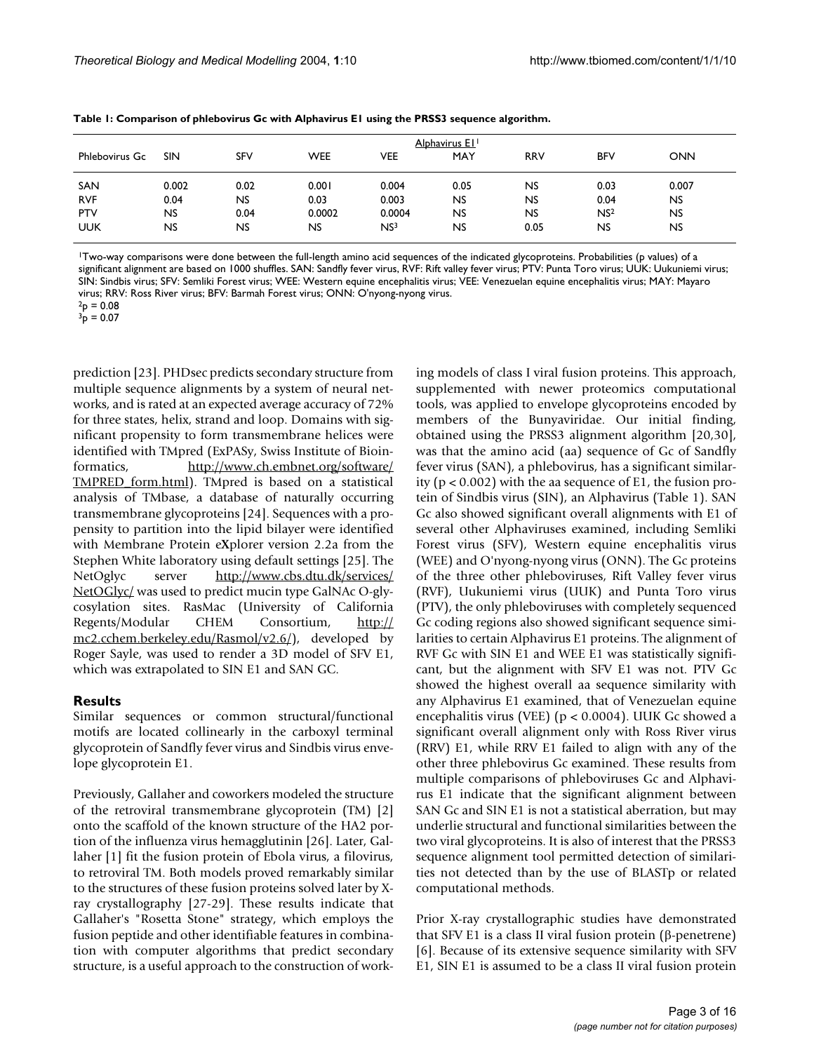**Table 1: Comparison of phlebovirus Gc with Alphavirus E1 using the PRSS3 sequence algorithm.**

| Phlebovirus Gc | Alphavirus E1[1] | | | | | | | |
|---|---|---|---|---|---|---|---|---|
| | SIN | SFV | WEE | VEE | MAY | RRV | BFV | ONN |
| SAN | 0.002 | 0.02 | 0.001 | 0.004 | 0.05 | NS | 0.03 | 0.007 |
| RVF | 0.04 | NS | 0.03 | 0.003 | NS | NS | 0.04 | NS |
| PTV | NS | 0.04 | 0.0002 | 0.0004 | NS | NS | NS[2] | NS |
| UUK | NS | NS | NS | NS[3] | NS | 0.05 | NS | NS |

[1]Two-way comparisons were done between the full-length amino acid sequences of the indicated glycoproteins. Probabilities (p values) of a significant alignment are based on 1000 shuffles. SAN: Sandfly fever virus, RVF: Rift valley fever virus; PTV: Punta Toro virus; UUK: Uukuniemi virus; SIN: Sindbis virus; SFV: Semliki Forest virus; WEE: Western equine encephalitis virus; VEE: Venezuelan equine encephalitis virus; MAY: Mayaro virus; RRV: Ross River virus; BFV: Barmah Forest virus; ONN: O'nyong-nyong virus.

[2]$p = 0.08$

[3]$p = 0.07$

prediction [23]. PHDsec predicts secondary structure from multiple sequence alignments by a system of neural networks, and is rated at an expected average accuracy of 72% for three states, helix, strand and loop. Domains with significant propensity to form transmembrane helices were identified with TMpred (ExPASy, Swiss Institute of Bioinformatics, http://www.ch.embnet.org/software/TMPRED_form.html). TMpred is based on a statistical analysis of TMbase, a database of naturally occurring transmembrane glycoproteins [24]. Sequences with a propensity to partition into the lipid bilayer were identified with Membrane Protein e**X**plorer version 2.2a from the Stephen White laboratory using default settings [25]. The NetOglyc server http://www.cbs.dtu.dk/services/NetOGlyc/ was used to predict mucin type GalNAc O-glycosylation sites. RasMac (University of California Regents/Modular CHEM Consortium, http://mc2.cchem.berkeley.edu/Rasmol/v2.6/), developed by Roger Sayle, was used to render a 3D model of SFV E1, which was extrapolated to SIN E1 and SAN GC.

## Results

Similar sequences or common structural/functional motifs are located collinearly in the carboxyl terminal glycoprotein of Sandfly fever virus and Sindbis virus envelope glycoprotein E1.

Previously, Gallaher and coworkers modeled the structure of the retroviral transmembrane glycoprotein (TM) [2] onto the scaffold of the known structure of the HA2 portion of the influenza virus hemagglutinin [26]. Later, Gallaher [1] fit the fusion protein of Ebola virus, a filovirus, to retroviral TM. Both models proved remarkably similar to the structures of these fusion proteins solved later by X-ray crystallography [27-29]. These results indicate that Gallaher's "Rosetta Stone" strategy, which employs the fusion peptide and other identifiable features in combination with computer algorithms that predict secondary structure, is a useful approach to the construction of working models of class I viral fusion proteins. This approach, supplemented with newer proteomics computational tools, was applied to envelope glycoproteins encoded by members of the Bunyaviridae. Our initial finding, obtained using the PRSS3 alignment algorithm [20,30], was that the amino acid (aa) sequence of Gc of Sandfly fever virus (SAN), a phlebovirus, has a significant similarity ($p < 0.002$) with the aa sequence of E1, the fusion protein of Sindbis virus (SIN), an Alphavirus (Table 1). SAN Gc also showed significant overall alignments with E1 of several other Alphaviruses examined, including Semliki Forest virus (SFV), Western equine encephalitis virus (WEE) and O'nyong-nyong virus (ONN). The Gc proteins of the three other phleboviruses, Rift Valley fever virus (RVF), Uukuniemi virus (UUK) and Punta Toro virus (PTV), the only phleboviruses with completely sequenced Gc coding regions also showed significant sequence similarities to certain Alphavirus E1 proteins. The alignment of RVF Gc with SIN E1 and WEE E1 was statistically significant, but the alignment with SFV E1 was not. PTV Gc showed the highest overall aa sequence similarity with any Alphavirus E1 examined, that of Venezuelan equine encephalitis virus (VEE) ($p < 0.0004$). UUK Gc showed a significant overall alignment only with Ross River virus (RRV) E1, while RRV E1 failed to align with any of the other three phlebovirus Gc examined. These results from multiple comparisons of phleboviruses Gc and Alphavirus E1 indicate that the significant alignment between SAN Gc and SIN E1 is not a statistical aberration, but may underlie structural and functional similarities between the two viral glycoproteins. It is also of interest that the PRSS3 sequence alignment tool permitted detection of similarities not detected than by the use of BLASTp or related computational methods.

Prior X-ray crystallographic studies have demonstrated that SFV E1 is a class II viral fusion protein (β-penetrene) [6]. Because of its extensive sequence similarity with SFV E1, SIN E1 is assumed to be a class II viral fusion protein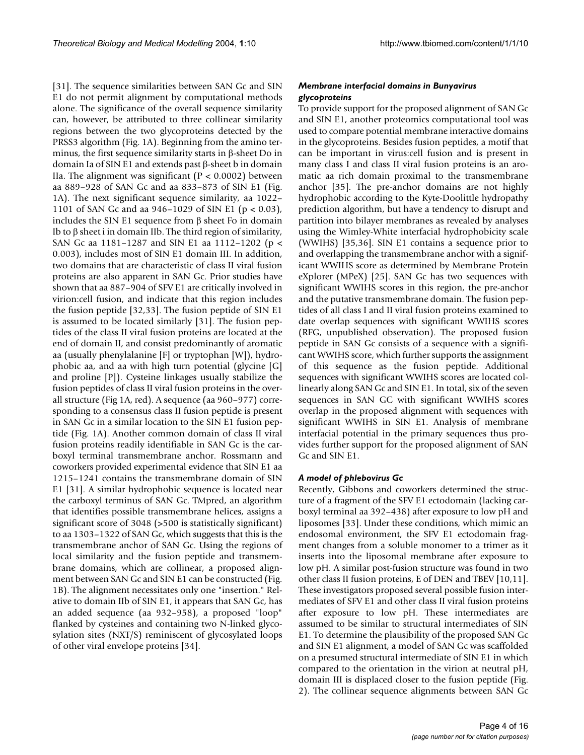[31]. The sequence similarities between SAN Gc and SIN E1 do not permit alignment by computational methods alone. The significance of the overall sequence similarity can, however, be attributed to three collinear similarity regions between the two glycoproteins detected by the PRSS3 algorithm (Fig. 1A). Beginning from the amino terminus, the first sequence similarity starts in β-sheet Do in domain Ia of SIN E1 and extends past β-sheet b in domain IIa. The alignment was significant ($P < 0.0002$) between aa 889–928 of SAN Gc and aa 833–873 of SIN E1 (Fig. 1A). The next significant sequence similarity, aa 1022–1101 of SAN Gc and aa 946–1029 of SIN E1 ($p < 0.03$), includes the SIN E1 sequence from β sheet Fo in domain Ib to β sheet i in domain IIb. The third region of similarity, SAN Gc aa 1181–1287 and SIN E1 aa 1112–1202 ($p < 0.003$), includes most of SIN E1 domain III. In addition, two domains that are characteristic of class II viral fusion proteins are also apparent in SAN Gc. Prior studies have shown that aa 887–904 of SFV E1 are critically involved in virion:cell fusion, and indicate that this region includes the fusion peptide [32,33]. The fusion peptide of SIN E1 is assumed to be located similarly [31]. The fusion peptides of the class II viral fusion proteins are located at the end of domain II, and consist predominantly of aromatic aa (usually phenylalanine [F] or tryptophan [W]), hydrophobic aa, and aa with high turn potential (glycine [G] and proline [P]). Cysteine linkages usually stabilize the fusion peptides of class II viral fusion proteins in the overall structure (Fig 1A, red). A sequence (aa 960–977) corresponding to a consensus class II fusion peptide is present in SAN Gc in a similar location to the SIN E1 fusion peptide (Fig. 1A). Another common domain of class II viral fusion proteins readily identifiable in SAN Gc is the carboxyl terminal transmembrane anchor. Rossmann and coworkers provided experimental evidence that SIN E1 aa 1215–1241 contains the transmembrane domain of SIN E1 [31]. A similar hydrophobic sequence is located near the carboxyl terminus of SAN Gc. TMpred, an algorithm that identifies possible transmembrane helices, assigns a significant score of 3048 (>500 is statistically significant) to aa 1303–1322 of SAN Gc, which suggests that this is the transmembrane anchor of SAN Gc. Using the regions of local similarity and the fusion peptide and transmembrane domains, which are collinear, a proposed alignment between SAN Gc and SIN E1 can be constructed (Fig. 1B). The alignment necessitates only one "insertion." Relative to domain IIb of SIN E1, it appears that SAN Gc, has an added sequence (aa 932–958), a proposed "loop" flanked by cysteines and containing two N-linked glycosylation sites (NXT/S) reminiscent of glycosylated loops of other viral envelope proteins [34].

### *Membrane interfacial domains in Bunyavirus glycoproteins*

To provide support for the proposed alignment of SAN Gc and SIN E1, another proteomics computational tool was used to compare potential membrane interactive domains in the glycoproteins. Besides fusion peptides, a motif that can be important in virus:cell fusion and is present in many class I and class II viral fusion proteins is an aromatic aa rich domain proximal to the transmembrane anchor [35]. The pre-anchor domains are not highly hydrophobic according to the Kyte-Doolittle hydropathy prediction algorithm, but have a tendency to disrupt and partition into bilayer membranes as revealed by analyses using the Wimley-White interfacial hydrophobicity scale (WWIHS) [35,36]. SIN E1 contains a sequence prior to and overlapping the transmembrane anchor with a significant WWIHS score as determined by Membrane Protein eXplorer (MPeX) [25]. SAN Gc has two sequences with significant WWIHS scores in this region, the pre-anchor and the putative transmembrane domain. The fusion peptides of all class I and II viral fusion proteins examined to date overlap sequences with significant WWIHS scores (RFG, unpublished observation). The proposed fusion peptide in SAN Gc consists of a sequence with a significant WWIHS score, which further supports the assignment of this sequence as the fusion peptide. Additional sequences with significant WWIHS scores are located collinearly along SAN Gc and SIN E1. In total, six of the seven sequences in SAN GC with significant WWIHS scores overlap in the proposed alignment with sequences with significant WWIHS in SIN E1. Analysis of membrane interfacial potential in the primary sequences thus provides further support for the proposed alignment of SAN Gc and SIN E1.

### *A model of phlebovirus Gc*

Recently, Gibbons and coworkers determined the structure of a fragment of the SFV E1 ectodomain (lacking carboxyl terminal aa 392–438) after exposure to low pH and liposomes [33]. Under these conditions, which mimic an endosomal environment, the SFV E1 ectodomain fragment changes from a soluble monomer to a trimer as it inserts into the liposomal membrane after exposure to low pH. A similar post-fusion structure was found in two other class II fusion proteins, E of DEN and TBEV [10,11]. These investigators proposed several possible fusion intermediates of SFV E1 and other class II viral fusion proteins after exposure to low pH. These intermediates are assumed to be similar to structural intermediates of SIN E1. To determine the plausibility of the proposed SAN Gc and SIN E1 alignment, a model of SAN Gc was scaffolded on a presumed structural intermediate of SIN E1 in which compared to the orientation in the virion at neutral pH, domain III is displaced closer to the fusion peptide (Fig. 2). The collinear sequence alignments between SAN Gc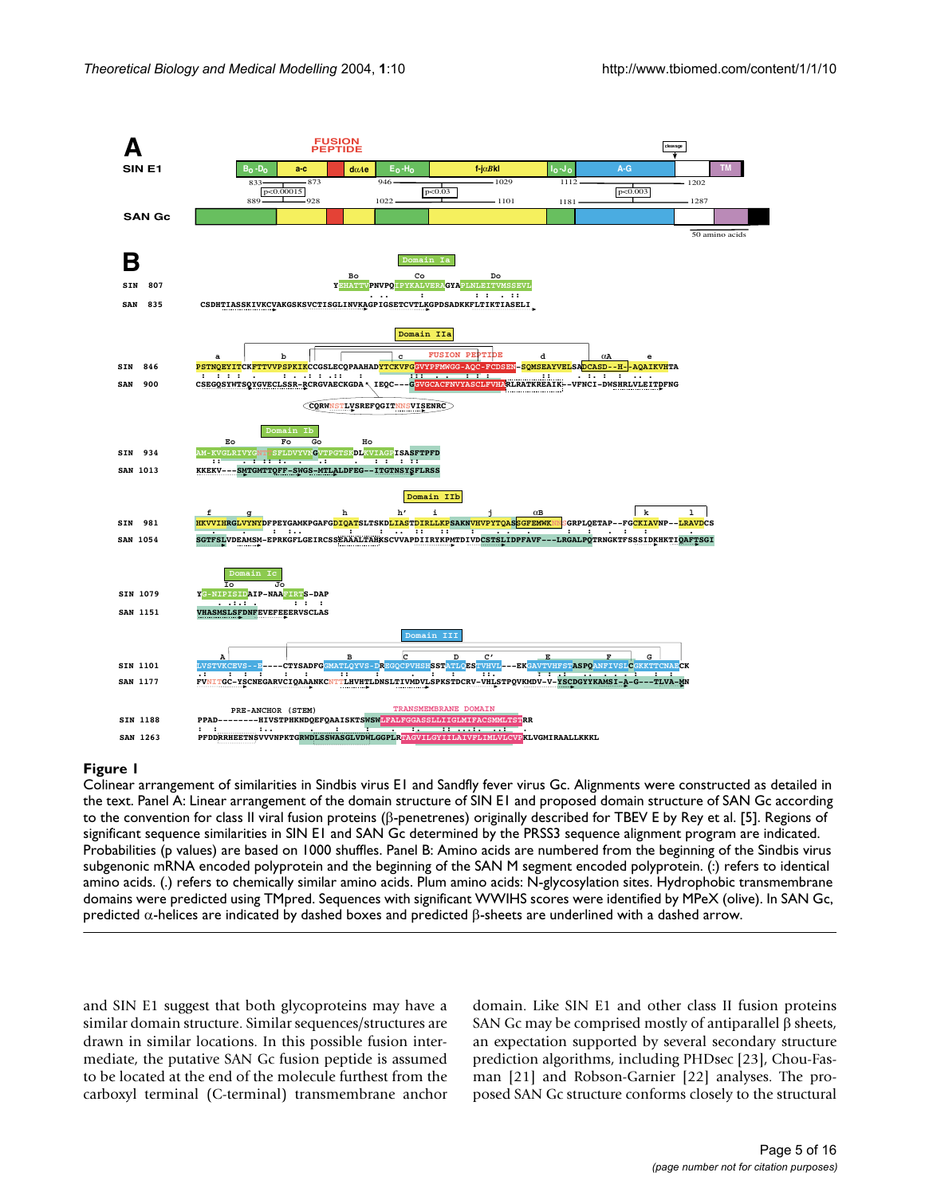**Figure 1**

Colinear arrangement of similarities in Sindbis virus E1 and Sandfly fever virus Gc. Alignments were constructed as detailed in the text. Panel A: Linear arrangement of the domain structure of SIN E1 and proposed domain structure of SAN Gc according to the convention for class II viral fusion proteins (β-penetrenes) originally described for TBEV E by Rey et al. [5]. Regions of significant sequence similarities in SIN E1 and SAN Gc determined by the PRSS3 sequence alignment program are indicated. Probabilities (p values) are based on 1000 shuffles. Panel B: Amino acids are numbered from the beginning of the Sindbis virus subgenomic mRNA encoded polyprotein and the beginning of the SAN M segment encoded polyprotein. (:) refers to identical amino acids. (.) refers to chemically similar amino acids. Plum amino acids: N-glycosylation sites. Hydrophobic transmembrane domains were predicted using TMpred. Sequences with significant WWIHS scores were identified by MPeX (olive). In SAN Gc, predicted α-helices are indicated by dashed boxes and predicted β-sheets are underlined with a dashed arrow.

and SIN E1 suggest that both glycoproteins may have a similar domain structure. Similar sequences/structures are drawn in similar locations. In this possible fusion intermediate, the putative SAN Gc fusion peptide is assumed to be located at the end of the molecule furthest from the carboxyl terminal (C-terminal) transmembrane anchor domain. Like SIN E1 and other class II fusion proteins SAN Gc may be comprised mostly of antiparallel β sheets, an expectation supported by several secondary structure prediction algorithms, including PHDsec [23], Chou-Fasman [21] and Robson-Garnier [22] analyses. The proposed SAN Gc structure conforms closely to the structural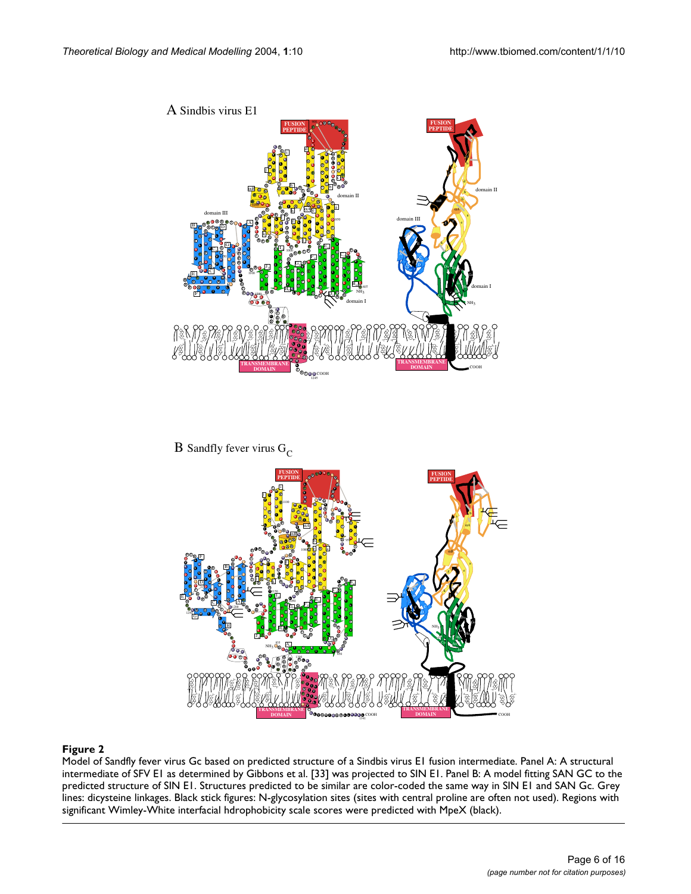**Figure 2**

Model of Sandfly fever virus Gc based on predicted structure of a Sindbis virus E1 fusion intermediate. Panel A: A structural intermediate of SFV E1 as determined by Gibbons et al. [33] was projected to SIN E1. Panel B: A model fitting SAN GC to the predicted structure of SIN E1. Structures predicted to be similar are color-coded the same way in SIN E1 and SAN Gc. Grey lines: dicysteine linkages. Black stick figures: N-glycosylation sites (sites with central proline are often not used). Regions with significant Wimley-White interfacial hdrophobicity scale scores were predicted with MpeX (black).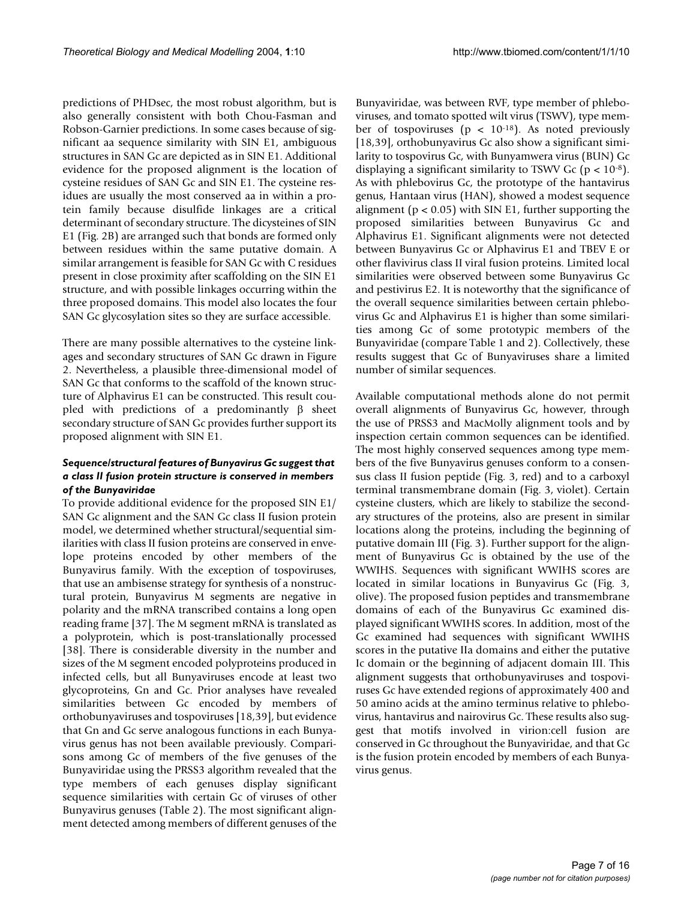predictions of PHDsec, the most robust algorithm, but is also generally consistent with both Chou-Fasman and Robson-Garnier predictions. In some cases because of significant aa sequence similarity with SIN E1, ambiguous structures in SAN Gc are depicted as in SIN E1. Additional evidence for the proposed alignment is the location of cysteine residues of SAN Gc and SIN E1. The cysteine residues are usually the most conserved aa in within a protein family because disulfide linkages are a critical determinant of secondary structure. The dicysteines of SIN E1 (Fig. 2B) are arranged such that bonds are formed only between residues within the same putative domain. A similar arrangement is feasible for SAN Gc with C residues present in close proximity after scaffolding on the SIN E1 structure, and with possible linkages occurring within the three proposed domains. This model also locates the four SAN Gc glycosylation sites so they are surface accessible.

There are many possible alternatives to the cysteine linkages and secondary structures of SAN Gc drawn in Figure 2. Nevertheless, a plausible three-dimensional model of SAN Gc that conforms to the scaffold of the known structure of Alphavirus E1 can be constructed. This result coupled with predictions of a predominantly β sheet secondary structure of SAN Gc provides further support its proposed alignment with SIN E1.

### *Sequence/structural features of Bunyavirus Gc suggest that a class II fusion protein structure is conserved in members of the Bunyaviridae*

To provide additional evidence for the proposed SIN E1/SAN Gc alignment and the SAN Gc class II fusion protein model, we determined whether structural/sequential similarities with class II fusion proteins are conserved in envelope proteins encoded by other members of the Bunyavirus family. With the exception of tospoviruses, that use an ambisense strategy for synthesis of a nonstructural protein, Bunyavirus M segments are negative in polarity and the mRNA transcribed contains a long open reading frame [37]. The M segment mRNA is translated as a polyprotein, which is post-translationally processed [38]. There is considerable diversity in the number and sizes of the M segment encoded polyproteins produced in infected cells, but all Bunyaviruses encode at least two glycoproteins, Gn and Gc. Prior analyses have revealed similarities between Gc encoded by members of orthobunyaviruses and tospoviruses [18,39], but evidence that Gn and Gc serve analogous functions in each Bunyavirus genus has not been available previously. Comparisons among Gc of members of the five genuses of the Bunyaviridae using the PRSS3 algorithm revealed that the type members of each genuses display significant sequence similarities with certain Gc of viruses of other Bunyavirus genuses (Table 2). The most significant alignment detected among members of different genuses of the Bunyaviridae, was between RVF, type member of phleboviruses, and tomato spotted wilt virus (TSWV), type member of tospoviruses ($p < 10^{-18}$). As noted previously [18,39], orthobunyavirus Gc also show a significant similarity to tospovirus Gc, with Bunyamwera virus (BUN) Gc displaying a significant similarity to TSWV Gc ($p < 10^{-8}$). As with phlebovirus Gc, the prototype of the hantavirus genus, Hantaan virus (HAN), showed a modest sequence alignment ($p < 0.05$) with SIN E1, further supporting the proposed similarities between Bunyavirus Gc and Alphavirus E1. Significant alignments were not detected between Bunyavirus Gc or Alphavirus E1 and TBEV E or other flavivirus class II viral fusion proteins. Limited local similarities were observed between some Bunyavirus Gc and pestivirus E2. It is noteworthy that the significance of the overall sequence similarities between certain phlebovirus Gc and Alphavirus E1 is higher than some similarities among Gc of some prototypic members of the Bunyaviridae (compare Table 1 and 2). Collectively, these results suggest that Gc of Bunyaviruses share a limited number of similar sequences.

Available computational methods alone do not permit overall alignments of Bunyavirus Gc, however, through the use of PRSS3 and MacMolly alignment tools and by inspection certain common sequences can be identified. The most highly conserved sequences among type members of the five Bunyavirus genuses conform to a consensus class II fusion peptide (Fig. 3, red) and to a carboxyl terminal transmembrane domain (Fig. 3, violet). Certain cysteine clusters, which are likely to stabilize the secondary structures of the proteins, also are present in similar locations along the proteins, including the beginning of putative domain III (Fig. 3). Further support for the alignment of Bunyavirus Gc is obtained by the use of the WWIHS. Sequences with significant WWIHS scores are located in similar locations in Bunyavirus Gc (Fig. 3, olive). The proposed fusion peptides and transmembrane domains of each of the Bunyavirus Gc examined displayed significant WWIHS scores. In addition, most of the Gc examined had sequences with significant WWIHS scores in the putative IIa domains and either the putative Ic domain or the beginning of adjacent domain III. This alignment suggests that orthobunyaviruses and tospoviruses Gc have extended regions of approximately 400 and 50 amino acids at the amino terminus relative to phlebovirus, hantavirus and nairovirus Gc. These results also suggest that motifs involved in virion:cell fusion are conserved in Gc throughout the Bunyaviridae, and that Gc is the fusion protein encoded by members of each Bunyavirus genus.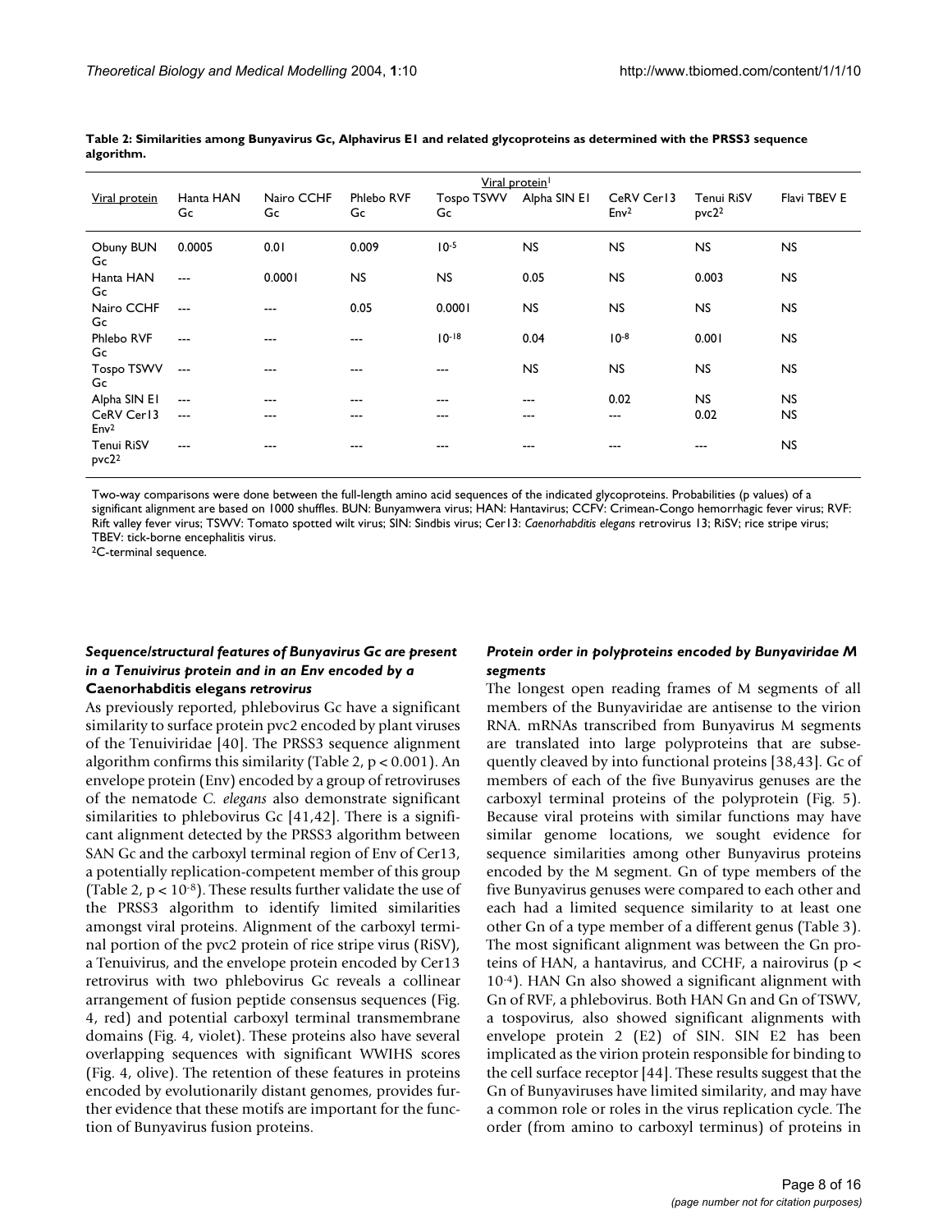**Table 2: Similarities among Bunyavirus Gc, Alphavirus E1 and related glycoproteins as determined with the PRSS3 sequence algorithm.**

| Viral protein | Viral protein[1] | | | | | | | |
|---|---|---|---|---|---|---|---|---|
| | Hanta HAN Gc | Nairo CCHF Gc | Phlebo RVF Gc | Tospo TSWV Gc | Alpha SIN E1 | CeRV Cer13 Env[2] | Tenui RiSV pvc2[2] | Flavi TBEV E |
| Obuny BUN Gc | 0.0005 | 0.01 | 0.009 | $10^{-5}$ | NS | NS | NS | NS |
| Hanta HAN Gc | --- | 0.0001 | NS | NS | 0.05 | NS | 0.003 | NS |
| Nairo CCHF Gc | --- | --- | 0.05 | 0.0001 | NS | NS | NS | NS |
| Phlebo RVF Gc | --- | --- | --- | $10^{-18}$ | 0.04 | $10^{-8}$ | 0.001 | NS |
| Tospo TSWV Gc | --- | --- | --- | --- | NS | NS | NS | NS |
| Alpha SIN E1 | --- | --- | --- | --- | --- | 0.02 | NS | NS |
| CeRV Cer13 Env[2] | --- | --- | --- | --- | --- | --- | 0.02 | NS |
| Tenui RiSV pvc2[2] | --- | --- | --- | --- | --- | --- | --- | NS |

Two-way comparisons were done between the full-length amino acid sequences of the indicated glycoproteins. Probabilities (p values) of a significant alignment are based on 1000 shuffles. BUN: Bunyamwera virus; HAN: Hantavirus; CCFV: Crimean-Congo hemorrhagic fever virus; RVF: Rift valley fever virus; TSWV: Tomato spotted wilt virus; SIN: Sindbis virus; Cer13: *Caenorhabditis elegans* retrovirus 13; RiSV; rice stripe virus; TBEV: tick-borne encephalitis virus.

[2]C-terminal sequence.

### *Sequence/structural features of Bunyavirus Gc are present in a Tenuivirus protein and in an Env encoded by a* Caenorhabditis elegans *retrovirus*

As previously reported, phlebovirus Gc have a significant similarity to surface protein pvc2 encoded by plant viruses of the Tenuiviridae [40]. The PRSS3 sequence alignment algorithm confirms this similarity (Table 2, $p < 0.001$). An envelope protein (Env) encoded by a group of retroviruses of the nematode *C. elegans* also demonstrate significant similarities to phlebovirus Gc [41,42]. There is a significant alignment detected by the PRSS3 algorithm between SAN Gc and the carboxyl terminal region of Env of Cer13, a potentially replication-competent member of this group (Table 2, $p < 10^{-8}$). These results further validate the use of the PRSS3 algorithm to identify limited similarities amongst viral proteins. Alignment of the carboxyl terminal portion of the pvc2 protein of rice stripe virus (RiSV), a Tenuivirus, and the envelope protein encoded by Cer13 retrovirus with two phlebovirus Gc reveals a collinear arrangement of fusion peptide consensus sequences (Fig. 4, red) and potential carboxyl terminal transmembrane domains (Fig. 4, violet). These proteins also have several overlapping sequences with significant WWIHS scores (Fig. 4, olive). The retention of these features in proteins encoded by evolutionarily distant genomes, provides further evidence that these motifs are important for the function of Bunyavirus fusion proteins.

### *Protein order in polyproteins encoded by Bunyaviridae M segments*

The longest open reading frames of M segments of all members of the Bunyaviridae are antisense to the virion RNA. mRNAs transcribed from Bunyavirus M segments are translated into large polyproteins that are subsequently cleaved by into functional proteins [38,43]. Gc of members of each of the five Bunyavirus genuses are the carboxyl terminal proteins of the polyprotein (Fig. 5). Because viral proteins with similar functions may have similar genome locations, we sought evidence for sequence similarities among other Bunyavirus proteins encoded by the M segment. Gn of type members of the five Bunyavirus genuses were compared to each other and each had a limited sequence similarity to at least one other Gn of a type member of a different genus (Table 3). The most significant alignment was between the Gn proteins of HAN, a hantavirus, and CCHF, a nairovirus ($p < 10^{-4}$). HAN Gn also showed a significant alignment with Gn of RVF, a phlebovirus. Both HAN Gn and Gn of TSWV, a tospovirus, also showed significant alignments with envelope protein 2 (E2) of SIN. SIN E2 has been implicated as the virion protein responsible for binding to the cell surface receptor [44]. These results suggest that the Gn of Bunyaviruses have limited similarity, and may have a common role or roles in the virus replication cycle. The order (from amino to carboxyl terminus) of proteins in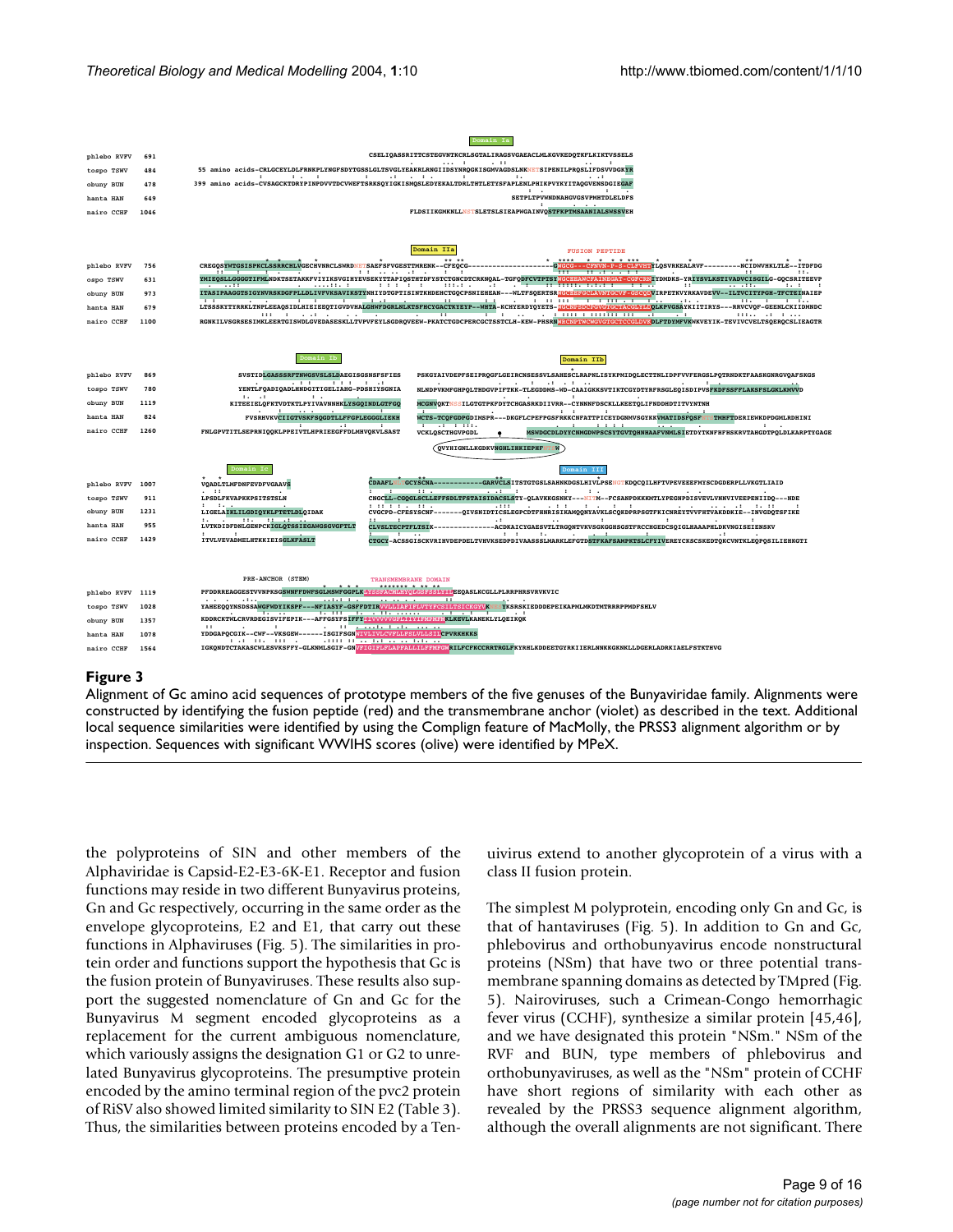**Figure 3**

Alignment of Gc amino acid sequences of prototype members of the five genuses of the Bunyaviridae family. Alignments were constructed by identifying the fusion peptide (red) and the transmembrane anchor (violet) as described in the text. Additional local sequence similarities were identified by using the Compligm feature of MacMolly, the PRSS3 alignment algorithm or by inspection. Sequences with significant WWIHS scores (olive) were identified by MPeX.

the polyproteins of SIN and other members of the Alphaviridae is Capsid-E2-E3-6K-E1. Receptor and fusion functions may reside in two different Bunyavirus proteins, Gn and Gc respectively, occurring in the same order as the envelope glycoproteins, E2 and E1, that carry out these functions in Alphaviruses (Fig. 5). The similarities in protein order and functions support the hypothesis that Gc is the fusion protein of Bunyaviruses. These results also support the suggested nomenclature of Gn and Gc for the Bunyavirus M segment encoded glycoproteins as a replacement for the current ambiguous nomenclature, which variously assigns the designation G1 or G2 to unrelated Bunyavirus glycoproteins. The presumptive protein encoded by the amino terminal region of the pvc2 protein of RiSV also showed limited similarity to SIN E2 (Table 3). Thus, the similarities between proteins encoded by a Tenuivirus extend to another glycoprotein of a virus with a class II fusion protein.

The simplest M polyprotein, encoding only Gn and Gc, is that of hantaviruses (Fig. 5). In addition to Gn and Gc, phlebovirus and orthobunyavirus encode nonstructural proteins (NSm) that have two or three potential transmembrane spanning domains as detected by TMpred (Fig. 5). Nairoviruses, such a Crimean-Congo hemorrhagic fever virus (CCHF), synthesize a similar protein [45,46], and we have designated this protein "NSm." NSm of the RVF and BUN, type members of phlebovirus and orthobunyaviruses, as well as the "NSm" protein of CCHF have short regions of similarity with each other as revealed by the PRSS3 sequence alignment algorithm, although the overall alignments are not significant. There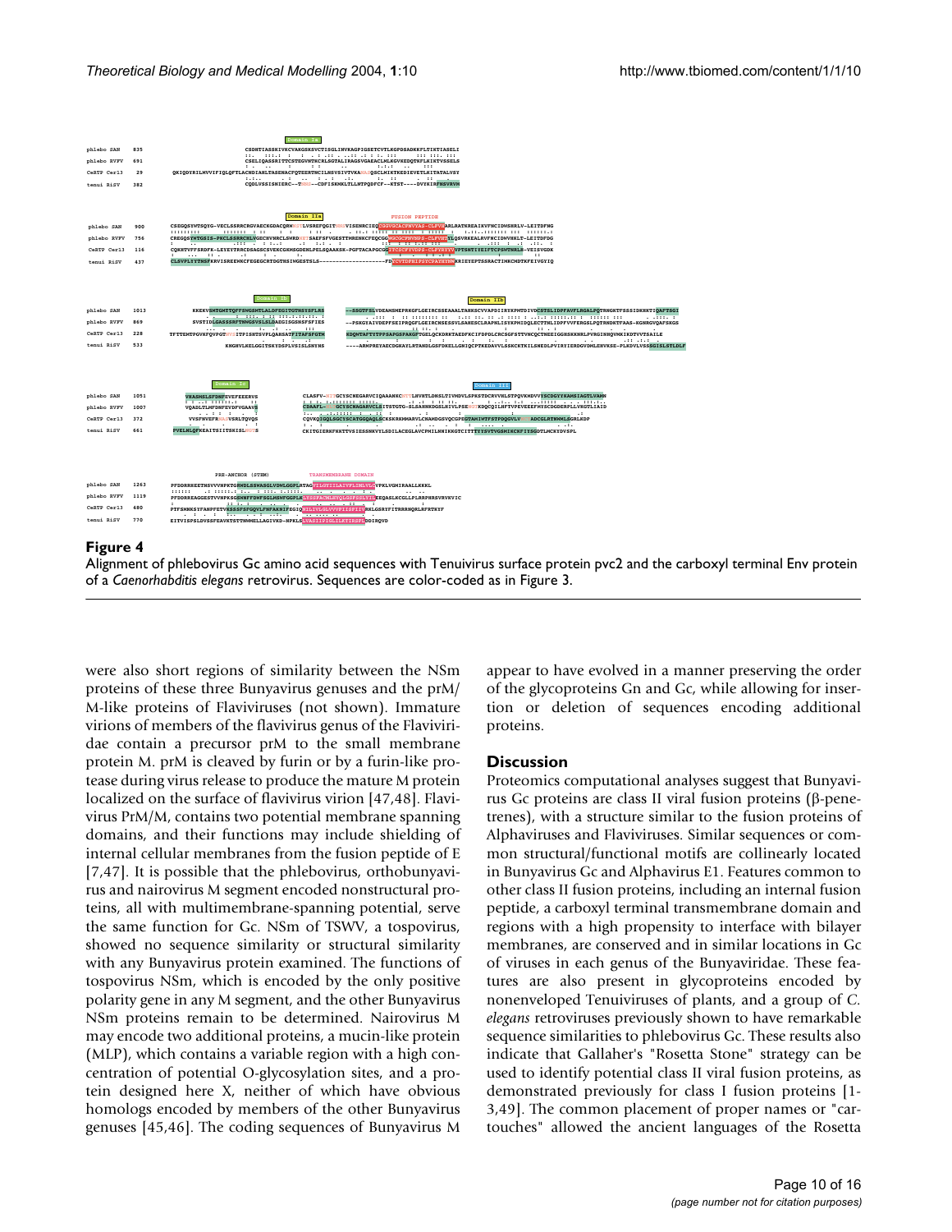**Figure 4**

Alignment of phlebovirus Gc amino acid sequences with Tenuivirus surface protein pvc2 and the carboxyl terminal Env protein of a *Caenorhabditis elegans* retrovirus. Sequences are color-coded as in Figure 3.

were also short regions of similarity between the NSm proteins of these three Bunyavirus genuses and the prM/M-like proteins of Flaviviruses (not shown). Immature virions of members of the flavivirus genus of the Flaviviridae contain a precursor prM to the small membrane protein M. prM is cleaved by furin or by a furin-like protease during virus release to produce the mature M protein localized on the surface of flavivirus virion [47,48]. Flavivirus PrM/M, contains two potential membrane spanning domains, and their functions may include shielding of internal cellular membranes from the fusion peptide of E [7,47]. It is possible that the phlebovirus, orthobunyavirus and nairovirus M segment encoded nonstructural proteins, all with multimembrane-spanning potential, serve the same function for Gc. NSm of TSWV, a tospovirus, showed no sequence similarity or structural similarity with any Bunyavirus protein examined. The functions of tospovirus NSm, which is encoded by the only positive polarity gene in any M segment, and the other Bunyavirus NSm proteins remain to be determined. Nairovirus M may encode two additional proteins, a mucin-like protein (MLP), which contains a variable region with a high concentration of potential O-glycosylation sites, and a protein designed here X, neither of which have obvious homologs encoded by members of the other Bunyavirus genuses [45,46]. The coding sequences of Bunyavirus M appear to have evolved in a manner preserving the order of the glycoproteins Gn and Gc, while allowing for insertion or deletion of sequences encoding additional proteins.

## Discussion

Proteomics computational analyses suggest that Bunyavirus Gc proteins are class II viral fusion proteins (β-penetrenes), with a structure similar to the fusion proteins of Alphaviruses and Flaviviruses. Similar sequences or common structural/functional motifs are collinearly located in Bunyavirus Gc and Alphavirus E1. Features common to other class II fusion proteins, including an internal fusion peptide, a carboxyl terminal transmembrane domain and regions with a high propensity to interface with bilayer membranes, are conserved and in similar locations in Gc of viruses in each genus of the Bunyaviridae. These features are also present in glycoproteins encoded by nonenveloped Tenuiviruses of plants, and a group of *C. elegans* retroviruses previously shown to have remarkable sequence similarities to phlebovirus Gc. These results also indicate that Gallaher's "Rosetta Stone" strategy can be used to identify potential class II viral fusion proteins, as demonstrated previously for class I fusion proteins [1-3,49]. The common placement of proper names or "cartouches" allowed the ancient languages of the Rosetta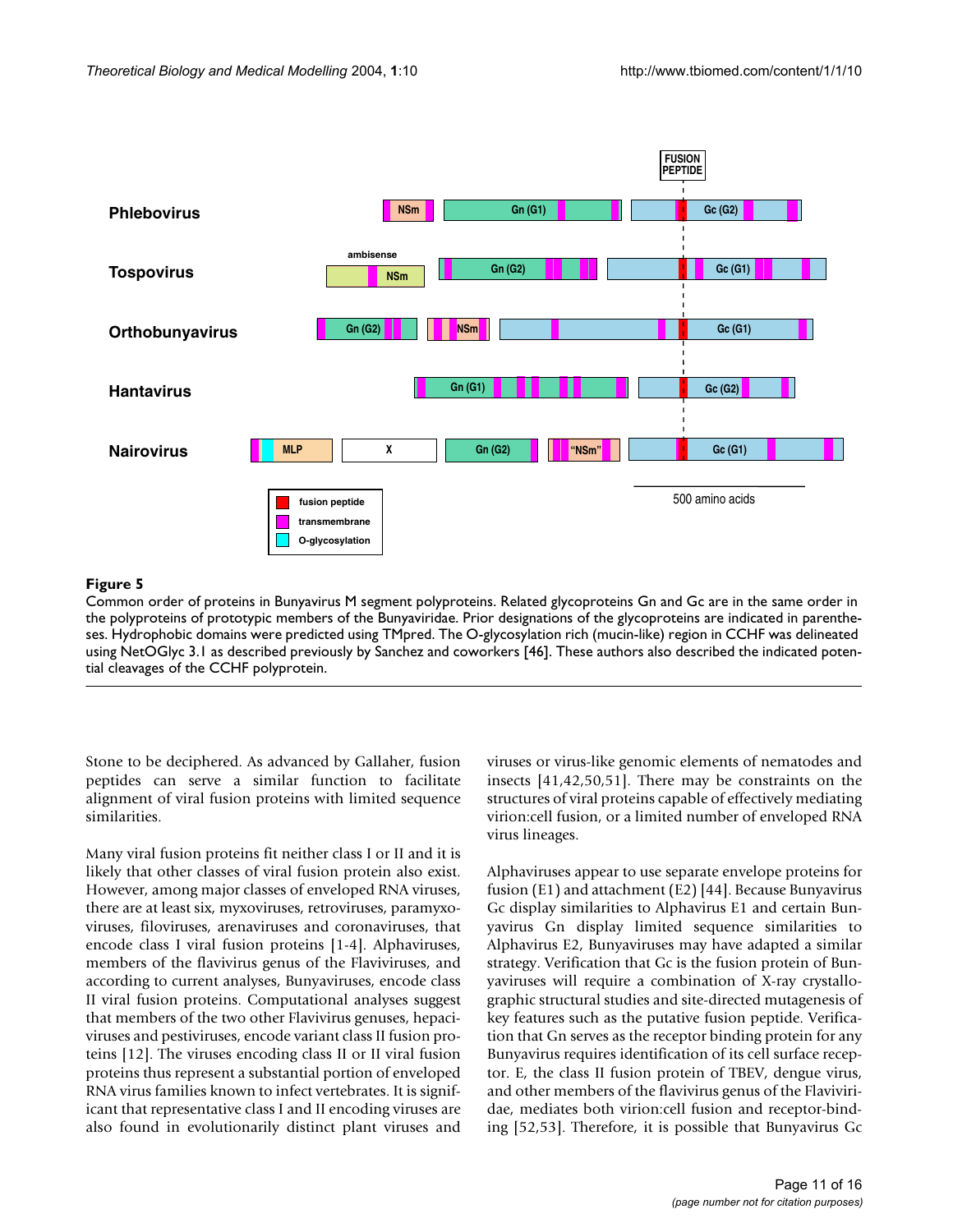**Figure 5**

Common order of proteins in Bunyavirus M segment polyproteins. Related glycoproteins Gn and Gc are in the same order in the polyproteins of prototypic members of the Bunyaviridae. Prior designations of the glycoproteins are indicated in parentheses. Hydrophobic domains were predicted using TMpred. The O-glycosylation rich (mucin-like) region in CCHF was delineated using NetOGlyc 3.1 as described previously by Sanchez and coworkers [46]. These authors also described the indicated potential cleavages of the CCHF polyprotein.

Stone to be deciphered. As advanced by Gallaher, fusion peptides can serve a similar function to facilitate alignment of viral fusion proteins with limited sequence similarities.

Many viral fusion proteins fit neither class I or II and it is likely that other classes of viral fusion protein also exist. However, among major classes of enveloped RNA viruses, there are at least six, myxoviruses, retroviruses, paramyxoviruses, filoviruses, arenaviruses and coronaviruses, that encode class I viral fusion proteins [1-4]. Alphaviruses, members of the flavivirus genus of the Flaviviruses, and according to current analyses, Bunyaviruses, encode class II viral fusion proteins. Computational analyses suggest that members of the two other Flavivirus genuses, hepaciviruses and pestiviruses, encode variant class II fusion proteins [12]. The viruses encoding class II or II viral fusion proteins thus represent a substantial portion of enveloped RNA virus families known to infect vertebrates. It is significant that representative class I and II encoding viruses are also found in evolutionarily distinct plant viruses and viruses or virus-like genomic elements of nematodes and insects [41,42,50,51]. There may be constraints on the structures of viral proteins capable of effectively mediating virion:cell fusion, or a limited number of enveloped RNA virus lineages.

Alphaviruses appear to use separate envelope proteins for fusion (E1) and attachment (E2) [44]. Because Bunyavirus Gc display similarities to Alphavirus E1 and certain Bunyavirus Gn display limited sequence similarities to Alphavirus E2, Bunyaviruses may have adapted a similar strategy. Verification that Gc is the fusion protein of Bunyaviruses will require a combination of X-ray crystallographic structural studies and site-directed mutagenesis of key features such as the putative fusion peptide. Verification that Gn serves as the receptor binding protein for any Bunyavirus requires identification of its cell surface receptor. E, the class II fusion protein of TBEV, dengue virus, and other members of the flavivirus genus of the Flaviviridae, mediates both virion:cell fusion and receptor-binding [52,53]. Therefore, it is possible that Bunyavirus Gc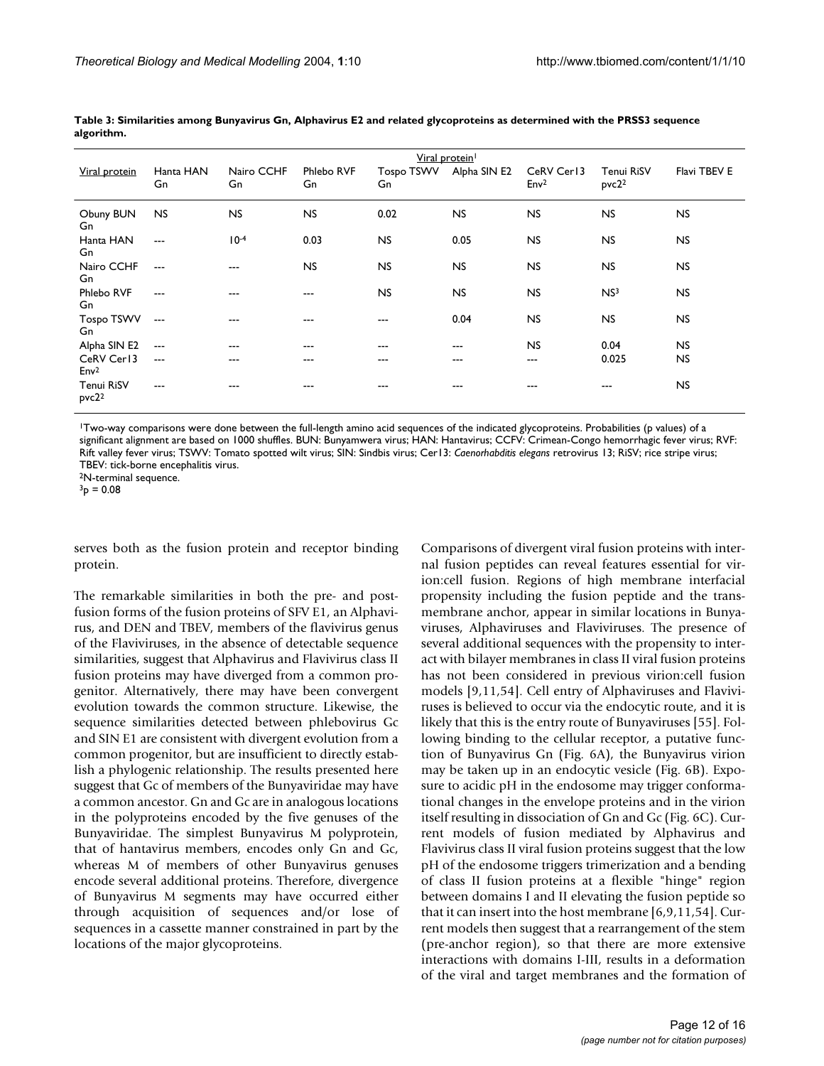**Table 3: Similarities among Bunyavirus Gn, Alphavirus E2 and related glycoproteins as determined with the PRSS3 sequence algorithm.**

| Viral protein | Viral protein[1] | | | | | | | |
|---|---|---|---|---|---|---|---|---|
| | Hanta HAN Gn | Nairo CCHF Gn | Phlebo RVF Gn | Tospo TSWV Gn | Alpha SIN E2 | CeRV Cer13 Env[2] | Tenui RiSV pvc2[2] | Flavi TBEV E |
| Obuny BUN Gn | NS | NS | NS | 0.02 | NS | NS | NS | NS |
| Hanta HAN Gn | --- | $10^{-4}$ | 0.03 | NS | 0.05 | NS | NS | NS |
| Nairo CCHF Gn | --- | --- | NS | NS | NS | NS | NS | NS |
| Phlebo RVF Gn | --- | --- | --- | NS | NS | NS | NS[3] | NS |
| Tospo TSWV Gn | --- | --- | --- | --- | 0.04 | NS | NS | NS |
| Alpha SIN E2 | --- | --- | --- | --- | --- | NS | 0.04 | NS |
| CeRV Cer13 Env[2] | --- | --- | --- | --- | --- | --- | 0.025 | NS |
| Tenui RiSV pvc2[2] | --- | --- | --- | --- | --- | --- | --- | NS |

[1]Two-way comparisons were done between the full-length amino acid sequences of the indicated glycoproteins. Probabilities (p values) of a significant alignment are based on 1000 shuffles. BUN: Bunyamwera virus; HAN: Hantavirus; CCFV: Crimean-Congo hemorrhagic fever virus; RVF: Rift valley fever virus; TSWV: Tomato spotted wilt virus; SIN: Sindbis virus; Cer13: *Caenorhabditis elegans* retrovirus 13; RiSV; rice stripe virus; TBEV: tick-borne encephalitis virus.
[2]N-terminal sequence.
[3]p = 0.08

serves both as the fusion protein and receptor binding protein.

The remarkable similarities in both the pre- and post-fusion forms of the fusion proteins of SFV E1, an Alphavirus, and DEN and TBEV, members of the flavivirus genus of the Flaviviruses, in the absence of detectable sequence similarities, suggest that Alphavirus and Flavivirus class II fusion proteins may have diverged from a common progenitor. Alternatively, there may have been convergent evolution towards the common structure. Likewise, the sequence similarities detected between phlebovirus Gc and SIN E1 are consistent with divergent evolution from a common progenitor, but are insufficient to directly establish a phylogenic relationship. The results presented here suggest that Gc of members of the Bunyaviridae may have a common ancestor. Gn and Gc are in analogous locations in the polyproteins encoded by the five genuses of the Bunyaviridae. The simplest Bunyavirus M polyprotein, that of hantavirus members, encodes only Gn and Gc, whereas M of members of other Bunyavirus genuses encode several additional proteins. Therefore, divergence of Bunyavirus M segments may have occurred either through acquisition of sequences and/or lose of sequences in a cassette manner constrained in part by the locations of the major glycoproteins.

Comparisons of divergent viral fusion proteins with internal fusion peptides can reveal features essential for virion:cell fusion. Regions of high membrane interfacial propensity including the fusion peptide and the transmembrane anchor, appear in similar locations in Bunyaviruses, Alphaviruses and Flaviviruses. The presence of several additional sequences with the propensity to interact with bilayer membranes in class II viral fusion proteins has not been considered in previous virion:cell fusion models [9,11,54]. Cell entry of Alphaviruses and Flaviviruses is believed to occur via the endocytic route, and it is likely that this is the entry route of Bunyaviruses [55]. Following binding to the cellular receptor, a putative function of Bunyavirus Gn (Fig. 6A), the Bunyavirus virion may be taken up in an endocytic vesicle (Fig. 6B). Exposure to acidic pH in the endosome may trigger conformational changes in the envelope proteins and in the virion itself resulting in dissociation of Gn and Gc (Fig. 6C). Current models of fusion mediated by Alphavirus and Flavivirus class II viral fusion proteins suggest that the low pH of the endosome triggers trimerization and a bending of class II fusion proteins at a flexible "hinge" region between domains I and II elevating the fusion peptide so that it can insert into the host membrane [6,9,11,54]. Current models then suggest that a rearrangement of the stem (pre-anchor region), so that there are more extensive interactions with domains I-III, results in a deformation of the viral and target membranes and the formation of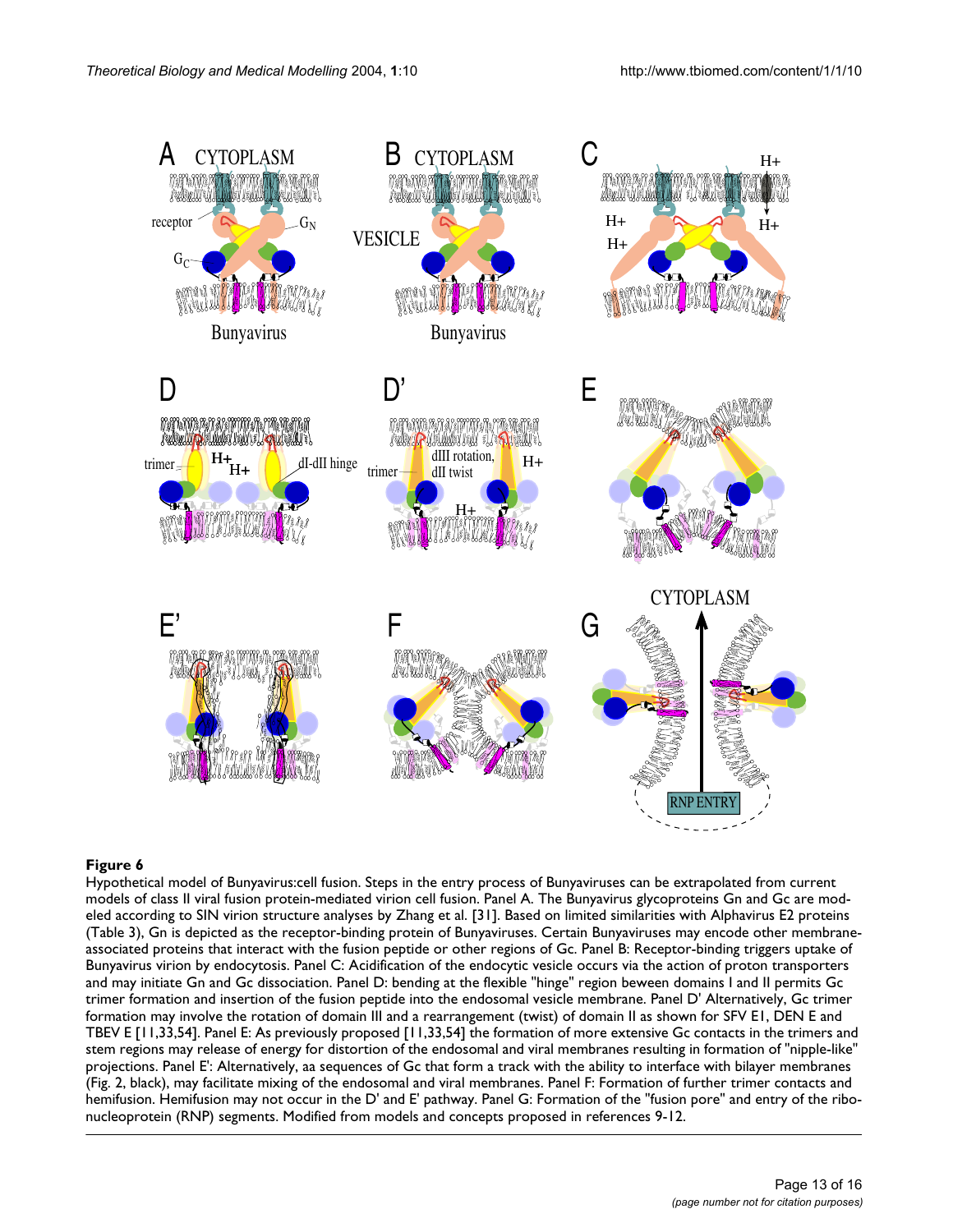**Figure 6**

Hypothetical model of Bunyavirus:cell fusion. Steps in the entry process of Bunyaviruses can be extrapolated from current models of class II viral fusion protein-mediated virion cell fusion. Panel A. The Bunyavirus glycoproteins Gn and Gc are modeled according to SIN virion structure analyses by Zhang et al. [31]. Based on limited similarities with Alphavirus E2 proteins (Table 3), Gn is depicted as the receptor-binding protein of Bunyaviruses. Certain Bunyaviruses may encode other membrane-associated proteins that interact with the fusion peptide or other regions of Gc. Panel B: Receptor-binding triggers uptake of Bunyavirus virion by endocytosis. Panel C: Acidification of the endocytic vesicle occurs via the action of proton transporters and may initiate Gn and Gc dissociation. Panel D: bending at the flexible "hinge" region beween domains I and II permits Gc trimer formation and insertion of the fusion peptide into the endosomal vesicle membrane. Panel D' Alternatively, Gc trimer formation may involve the rotation of domain III and a rearrangement (twist) of domain II as shown for SFV E1, DEN E and TBEV E [11,33,54]. Panel E: As previously proposed [11,33,54] the formation of more extensive Gc contacts in the trimers and stem regions may release of energy for distortion of the endosomal and viral membranes resulting in formation of "nipple-like" projections. Panel E': Alternatively, aa sequences of Gc that form a track with the ability to interface with bilayer membranes (Fig. 2, black), may facilitate mixing of the endosomal and viral membranes. Panel F: Formation of further trimer contacts and hemifusion. Hemifusion may not occur in the D' and E' pathway. Panel G: Formation of the "fusion pore" and entry of the ribonucleoprotein (RNP) segments. Modified from models and concepts proposed in references 9-12.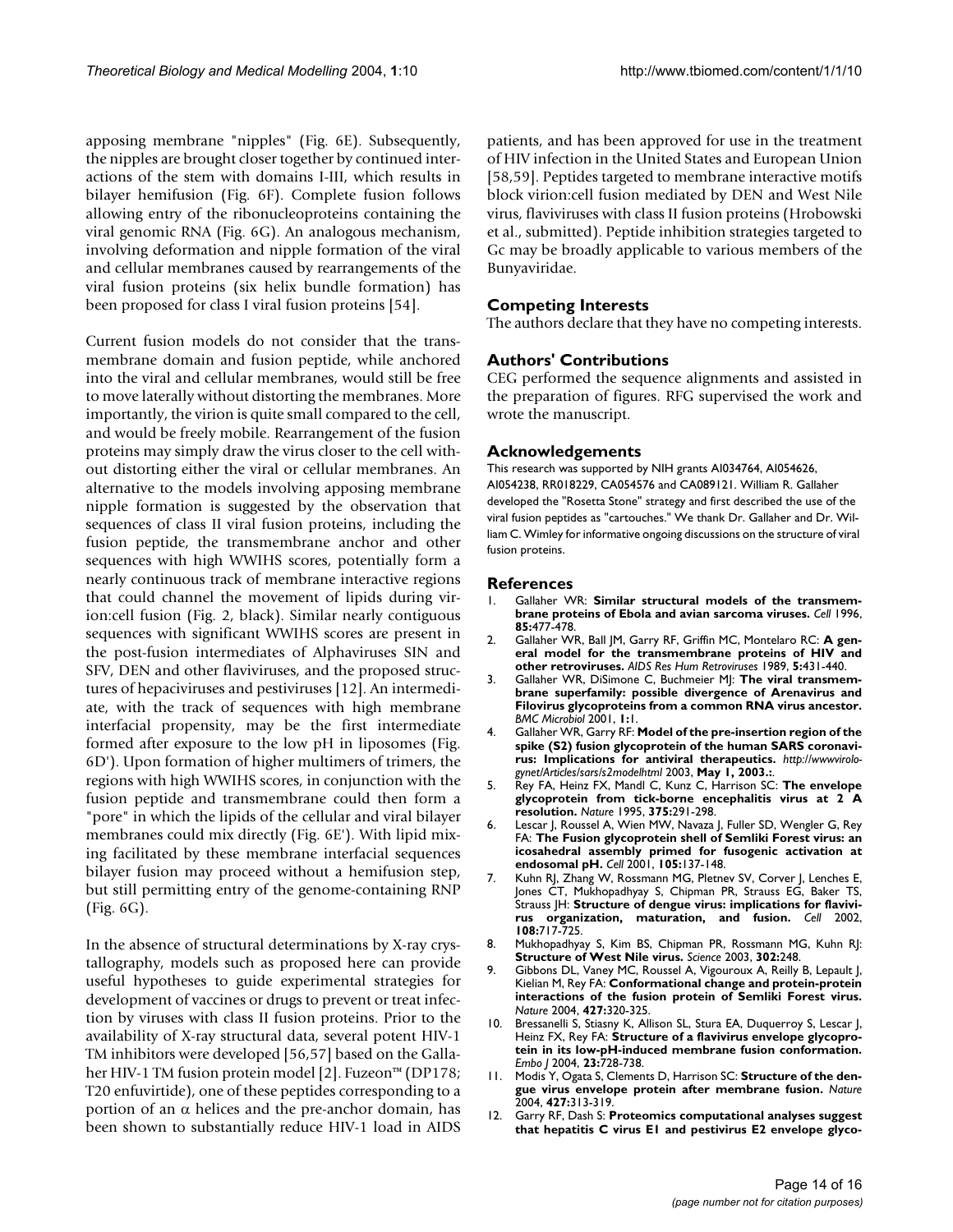apposing membrane "nipples" (Fig. 6E). Subsequently, the nipples are brought closer together by continued interactions of the stem with domains I-III, which results in bilayer hemifusion (Fig. 6F). Complete fusion follows allowing entry of the ribonucleoproteins containing the viral genomic RNA (Fig. 6G). An analogous mechanism, involving deformation and nipple formation of the viral and cellular membranes caused by rearrangements of the viral fusion proteins (six helix bundle formation) has been proposed for class I viral fusion proteins [54].

Current fusion models do not consider that the transmembrane domain and fusion peptide, while anchored into the viral and cellular membranes, would still be free to move laterally without distorting the membranes. More importantly, the virion is quite small compared to the cell, and would be freely mobile. Rearrangement of the fusion proteins may simply draw the virus closer to the cell without distorting either the viral or cellular membranes. An alternative to the models involving apposing membrane nipple formation is suggested by the observation that sequences of class II viral fusion proteins, including the fusion peptide, the transmembrane anchor and other sequences with high WWIHS scores, potentially form a nearly continuous track of membrane interactive regions that could channel the movement of lipids during virion:cell fusion (Fig. 2, black). Similar nearly contiguous sequences with significant WWIHS scores are present in the post-fusion intermediates of Alphaviruses SIN and SFV, DEN and other flaviviruses, and the proposed structures of hepaciviruses and pestiviruses [12]. An intermediate, with the track of sequences with high membrane interfacial propensity, may be the first intermediate formed after exposure to the low pH in liposomes (Fig. 6D'). Upon formation of higher multimers of trimers, the regions with high WWIHS scores, in conjunction with the fusion peptide and transmembrane could then form a "pore" in which the lipids of the cellular and viral bilayer membranes could mix directly (Fig. 6E'). With lipid mixing facilitated by these membrane interfacial sequences bilayer fusion may proceed without a hemifusion step, but still permitting entry of the genome-containing RNP (Fig. 6G).

In the absence of structural determinations by X-ray crystallography, models such as proposed here can provide useful hypotheses to guide experimental strategies for development of vaccines or drugs to prevent or treat infection by viruses with class II fusion proteins. Prior to the availability of X-ray structural data, several potent HIV-1 TM inhibitors were developed [56,57] based on the Gallaher HIV-1 TM fusion protein model [2]. Fuzeon™ (DP178; T20 enfuvirtide), one of these peptides corresponding to a portion of an $\alpha$ helices and the pre-anchor domain, has been shown to substantially reduce HIV-1 load in AIDS patients, and has been approved for use in the treatment of HIV infection in the United States and European Union [58,59]. Peptides targeted to membrane interactive motifs block virion:cell fusion mediated by DEN and West Nile virus, flaviviruses with class II fusion proteins (Hrobowski et al., submitted). Peptide inhibition strategies targeted to Gc may be broadly applicable to various members of the Bunyaviridae.

## Competing Interests

The authors declare that they have no competing interests.

## Authors' Contributions

CEG performed the sequence alignments and assisted in the preparation of figures. RFG supervised the work and wrote the manuscript.

## Acknowledgements

This research was supported by NIH grants AI034764, AI054626, AI054238, RR018229, CA054576 and CA089121. William R. Gallaher developed the "Rosetta Stone" strategy and first described the use of the viral fusion peptides as "cartouches." We thank Dr. Gallaher and Dr. William C. Wimley for informative ongoing discussions on the structure of viral fusion proteins.

## References

1. Gallaher WR: **Similar structural models of the transmembrane proteins of Ebola and avian sarcoma viruses.** *Cell* 1996, **85:**477-478.
2. Gallaher WR, Ball JM, Garry RF, Griffin MC, Montelaro RC: **A general model for the transmembrane proteins of HIV and other retroviruses.** *AIDS Res Hum Retroviruses* 1989, **5:**431-440.
3. Gallaher WR, DiSimone C, Buchmeier MJ: **The viral transmembrane superfamily: possible divergence of Arenavirus and Filovirus glycoproteins from a common RNA virus ancestor.** *BMC Microbiol* 2001, **1:**1.
4. Gallaher WR, Garry RF: **Model of the pre-insertion region of the spike (S2) fusion glycoprotein of the human SARS coronavirus: Implications for antiviral therapeutics.** *http://wwwvirologynet/Articles/sars/s2modelhtml* 2003, **May 1, 2003.:**.
5. Rey FA, Heinz FX, Mandl C, Kunz C, Harrison SC: **The envelope glycoprotein from tick-borne encephalitis virus at 2 A resolution.** *Nature* 1995, **375:**291-298.
6. Lescar J, Roussel A, Wien MW, Navaza J, Fuller SD, Wengler G, Rey FA: **The Fusion glycoprotein shell of Semliki Forest virus: an icosahedral assembly primed for fusogenic activation at endosomal pH.** *Cell* 2001, **105:**137-148.
7. Kuhn RJ, Zhang W, Rossmann MG, Pletnev SV, Corver J, Lenches E, Jones CT, Mukhopadhyay S, Chipman PR, Strauss EG, Baker TS, Strauss JH: **Structure of dengue virus: implications for flavivirus organization, maturation, and fusion.** *Cell* 2002, **108:**717-725.
8. Mukhopadhyay S, Kim BS, Chipman PR, Rossmann MG, Kuhn RJ: **Structure of West Nile virus.** *Science* 2003, **302:**248.
9. Gibbons DL, Vaney MC, Roussel A, Vigouroux A, Reilly B, Lepault J, Kielian M, Rey FA: **Conformational change and protein-protein interactions of the fusion protein of Semliki Forest virus.** *Nature* 2004, **427:**320-325.
10. Bressanelli S, Stiasny K, Allison SL, Stura EA, Duquerroy S, Lescar J, Heinz FX, Rey FA: **Structure of a flavivirus envelope glycoprotein in its low-pH-induced membrane fusion conformation.** *Embo J* 2004, **23:**728-738.
11. Modis Y, Ogata S, Clements D, Harrison SC: **Structure of the dengue virus envelope protein after membrane fusion.** *Nature* 2004, **427:**313-319.
12. Garry RF, Dash S: **Proteomics computational analyses suggest that hepatitis C virus E1 and pestivirus E2 envelope glyco-**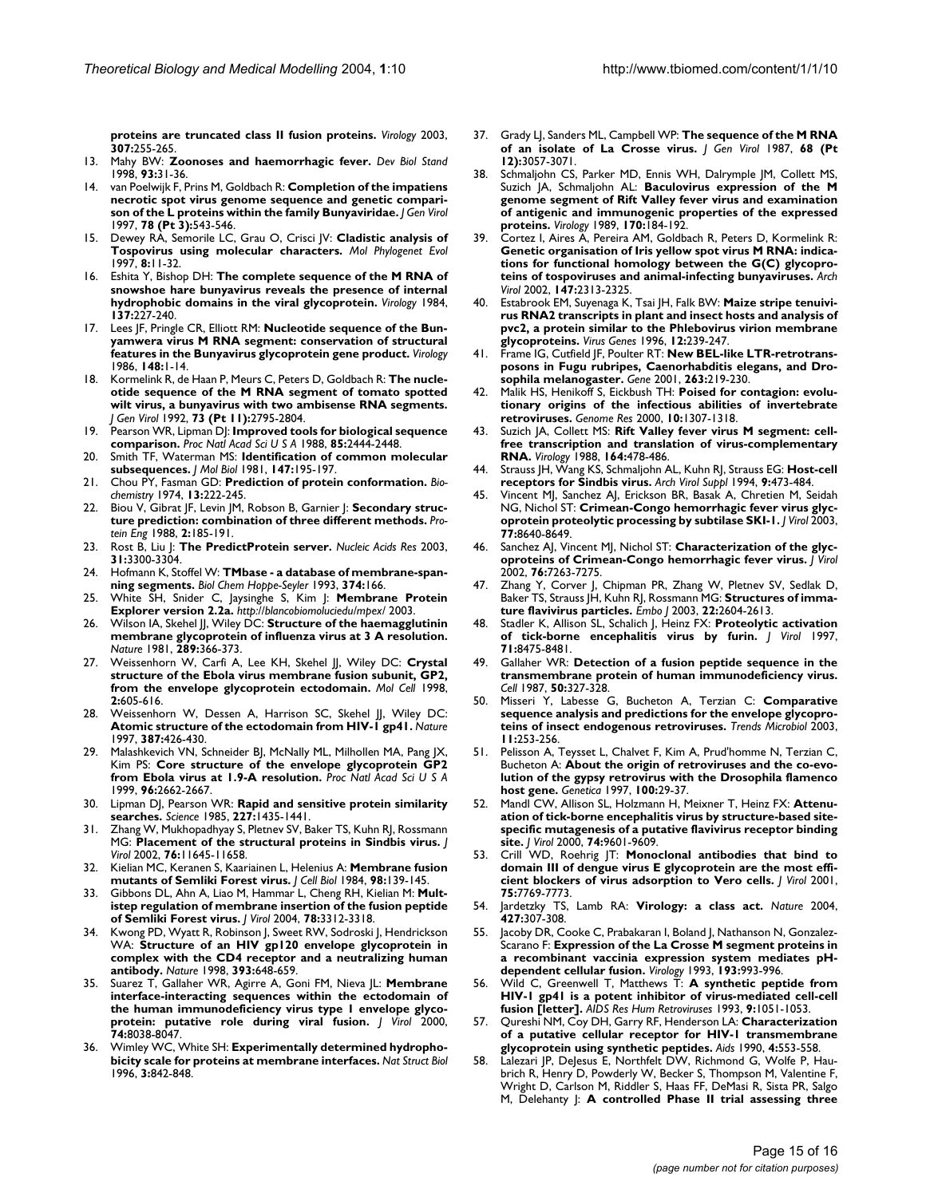**proteins are truncated class II fusion proteins.** *Virology* 2003, **307**:255-265.

13. Mahy BW: **Zoonoses and haemorrhagic fever.** *Dev Biol Stand* 1998, **93**:31-36.
14. van Poelwijk F, Prins M, Goldbach R: **Completion of the impatiens necrotic spot virus genome sequence and genetic comparison of the L proteins within the family Bunyaviridae.** *J Gen Virol* 1997, **78 (Pt 3)**:543-546.
15. Dewey RA, Semorile LC, Grau O, Crisci JV: **Cladistic analysis of Tospovirus using molecular characters.** *Mol Phylogenet Evol* 1997, **8**:11-32.
16. Eshita Y, Bishop DH: **The complete sequence of the M RNA of snowshoe hare bunyavirus reveals the presence of internal hydrophobic domains in the viral glycoprotein.** *Virology* 1984, **137**:227-240.
17. Lees JF, Pringle CR, Elliott RM: **Nucleotide sequence of the Bunyamwera virus M RNA segment: conservation of structural features in the Bunyavirus glycoprotein gene product.** *Virology* 1986, **148**:1-14.
18. Kormelink R, de Haan P, Meurs C, Peters D, Goldbach R: **The nucleotide sequence of the M RNA segment of tomato spotted wilt virus, a bunyavirus with two ambisense RNA segments.** *J Gen Virol* 1992, **73 (Pt 11)**:2795-2804.
19. Pearson WR, Lipman DJ: **Improved tools for biological sequence comparison.** *Proc Natl Acad Sci U S A* 1988, **85**:2444-2448.
20. Smith TF, Waterman MS: **Identification of common molecular subsequences.** *J Mol Biol* 1981, **147**:195-197.
21. Chou PY, Fasman GD: **Prediction of protein conformation.** *Biochemistry* 1974, **13**:222-245.
22. Biou V, Gibrat JF, Levin JM, Robson B, Garnier J: **Secondary structure prediction: combination of three different methods.** *Protein Eng* 1988, **2**:185-191.
23. Rost B, Liu J: **The PredictProtein server.** *Nucleic Acids Res* 2003, **31**:3300-3304.
24. Hofmann K, Stoffel W: **TMbase - a database of membrane-spanning segments.** *Biol Chem Hoppe-Seyler* 1993, **374**:166.
25. White SH, Snider C, Jaysinghe S, Kim J: **Membrane Protein Explorer version 2.2a.** *http://blancobiomolucíedu/mpex/* 2003.
26. Wilson IA, Skehel JJ, Wiley DC: **Structure of the haemagglutinin membrane glycoprotein of influenza virus at 3 A resolution.** *Nature* 1981, **289**:366-373.
27. Weissenhorn W, Carfi A, Lee KH, Skehel JJ, Wiley DC: **Crystal structure of the Ebola virus membrane fusion subunit, GP2, from the envelope glycoprotein ectodomain.** *Mol Cell* 1998, **2**:605-616.
28. Weissenhorn W, Dessen A, Harrison SC, Skehel JJ, Wiley DC: **Atomic structure of the ectodomain from HIV-1 gp41.** *Nature* 1997, **387**:426-430.
29. Malashkevich VN, Schneider BJ, McNally ML, Milhollen MA, Pang JX, Kim PS: **Core structure of the envelope glycoprotein GP2 from Ebola virus at 1.9-A resolution.** *Proc Natl Acad Sci U S A* 1999, **96**:2662-2667.
30. Lipman DJ, Pearson WR: **Rapid and sensitive protein similarity searches.** *Science* 1985, **227**:1435-1441.
31. Zhang W, Mukhopadhyay S, Pletnev SV, Baker TS, Kuhn RJ, Rossmann MG: **Placement of the structural proteins in Sindbis virus.** *J Virol* 2002, **76**:11645-11658.
32. Kielian MC, Keranen S, Kaariainen L, Helenius A: **Membrane fusion mutants of Semliki Forest virus.** *J Cell Biol* 1984, **98**:139-145.
33. Gibbons DL, Ahn A, Liao M, Hammar L, Cheng RH, Kielian M: **Multistep regulation of membrane insertion of the fusion peptide of Semliki Forest virus.** *J Virol* 2004, **78**:3312-3318.
34. Kwong PD, Wyatt R, Robinson J, Sweet RW, Sodroski J, Hendrickson WA: **Structure of an HIV gp120 envelope glycoprotein in complex with the CD4 receptor and a neutralizing human antibody.** *Nature* 1998, **393**:648-659.
35. Suarez T, Gallaher WR, Agirre A, Goni FM, Nieva JL: **Membrane interface-interacting sequences within the ectodomain of the human immunodeficiency virus type 1 envelope glycoprotein: putative role during viral fusion.** *J Virol* 2000, **74**:8038-8047.
36. Wimley WC, White SH: **Experimentally determined hydrophobicity scale for proteins at membrane interfaces.** *Nat Struct Biol* 1996, **3**:842-848.
37. Grady LJ, Sanders ML, Campbell WP: **The sequence of the M RNA of an isolate of La Crosse virus.** *J Gen Virol* 1987, **68 (Pt 12)**:3057-3071.
38. Schmaljohn CS, Parker MD, Ennis WH, Dalrymple JM, Collett MS, Suzich JA, Schmaljohn AL: **Baculovirus expression of the M genome segment of Rift Valley fever virus and examination of antigenic and immunogenic properties of the expressed proteins.** *Virology* 1989, **170**:184-192.
39. Cortez I, Aires A, Pereira AM, Goldbach R, Peters D, Kormelink R: **Genetic organisation of Iris yellow spot virus M RNA: indications for functional homology between the G(C) glycoproteins of tospoviruses and animal-infecting bunyaviruses.** *Arch Virol* 2002, **147**:2313-2325.
40. Estabrook EM, Suyenaga K, Tsai JH, Falk BW: **Maize stripe tenuivirus RNA2 transcripts in plant and insect hosts and analysis of pvc2, a protein similar to the Phlebovirus virion membrane glycoproteins.** *Virus Genes* 1996, **12**:239-247.
41. Frame IG, Cutfield JF, Poulter RT: **New BEL-like LTR-retrotransposons in Fugu rubripes, Caenorhabditis elegans, and Drosophila melanogaster.** *Gene* 2001, **263**:219-230.
42. Malik HS, Henikoff S, Eickbush TH: **Poised for contagion: evolutionary origins of the infectious abilities of invertebrate retroviruses.** *Genome Res* 2000, **10**:1307-1318.
43. Suzich JA, Collett MS: **Rift Valley fever virus M segment: cell-free transcription and translation of virus-complementary RNA.** *Virology* 1988, **164**:478-486.
44. Strauss JH, Wang KS, Schmaljohn AL, Kuhn RJ, Strauss EG: **Host-cell receptors for Sindbis virus.** *Arch Virol Suppl* 1994, **9**:473-484.
45. Vincent MJ, Sanchez AJ, Erickson BR, Basak A, Chretien M, Seidah NG, Nichol ST: **Crimean-Congo hemorrhagic fever virus glycoprotein proteolytic processing by subtilase SKI-1.** *J Virol* 2003, **77**:8640-8649.
46. Sanchez AJ, Vincent MJ, Nichol ST: **Characterization of the glycoproteins of Crimean-Congo hemorrhagic fever virus.** *J Virol* 2002, **76**:7263-7275.
47. Zhang Y, Corver J, Chipman PR, Zhang W, Pletnev SV, Sedlak D, Baker TS, Strauss JH, Kuhn RJ, Rossmann MG: **Structures of immature flavivirus particles.** *Embo J* 2003, **22**:2604-2613.
48. Stadler K, Allison SL, Schalich J, Heinz FX: **Proteolytic activation of tick-borne encephalitis virus by furin.** *J Virol* 1997, **71**:8475-8481.
49. Gallaher WR: **Detection of a fusion peptide sequence in the transmembrane protein of human immunodeficiency virus.** *Cell* 1987, **50**:327-328.
50. Misseri Y, Labesse G, Bucheton A, Terzian C: **Comparative sequence analysis and predictions for the envelope glycoproteins of insect endogenous retroviruses.** *Trends Microbiol* 2003, **11**:253-256.
51. Pelisson A, Teysset L, Chalvet F, Kim A, Prud'homme N, Terzian C, Bucheton A: **About the origin of retroviruses and the co-evolution of the gypsy retrovirus with the Drosophila flamenco host gene.** *Genetica* 1997, **100**:29-37.
52. Mandl CW, Allison SL, Holzmann H, Meixner T, Heinz FX: **Attenuation of tick-borne encephalitis virus by structure-based site-specific mutagenesis of a putative flavivirus receptor binding site.** *J Virol* 2000, **74**:9601-9609.
53. Crill WD, Roehrig JT: **Monoclonal antibodies that bind to domain III of dengue virus E glycoprotein are the most efficient blockers of virus adsorption to Vero cells.** *J Virol* 2001, **75**:7769-7773.
54. Jardetzky TS, Lamb RA: **Virology: a class act.** *Nature* 2004, **427**:307-308.
55. Jacoby DR, Cooke C, Prabakaran I, Boland J, Nathanson N, Gonzalez-Scarano F: **Expression of the La Crosse M segment proteins in a recombinant vaccinia expression system mediates pH-dependent cellular fusion.** *Virology* 1993, **193**:993-996.
56. Wild C, Greenwell T, Matthews T: **A synthetic peptide from HIV-1 gp41 is a potent inhibitor of virus-mediated cell-cell fusion [letter].** *AIDS Res Hum Retroviruses* 1993, **9**:1051-1053.
57. Qureshi NM, Coy DH, Garry RF, Henderson LA: **Characterization of a putative cellular receptor for HIV-1 transmembrane glycoprotein using synthetic peptides.** *Aids* 1990, **4**:553-558.
58. Lalezari JP, DeJesus E, Northfelt DW, Richmond G, Wolfe P, Haubrich R, Henry D, Powderly W, Becker S, Thompson M, Valentine F, Wright D, Carlson M, Riddler S, Haas FF, DeMasi R, Sista PR, Salgo M, Delehanty J: **A controlled Phase II trial assessing three**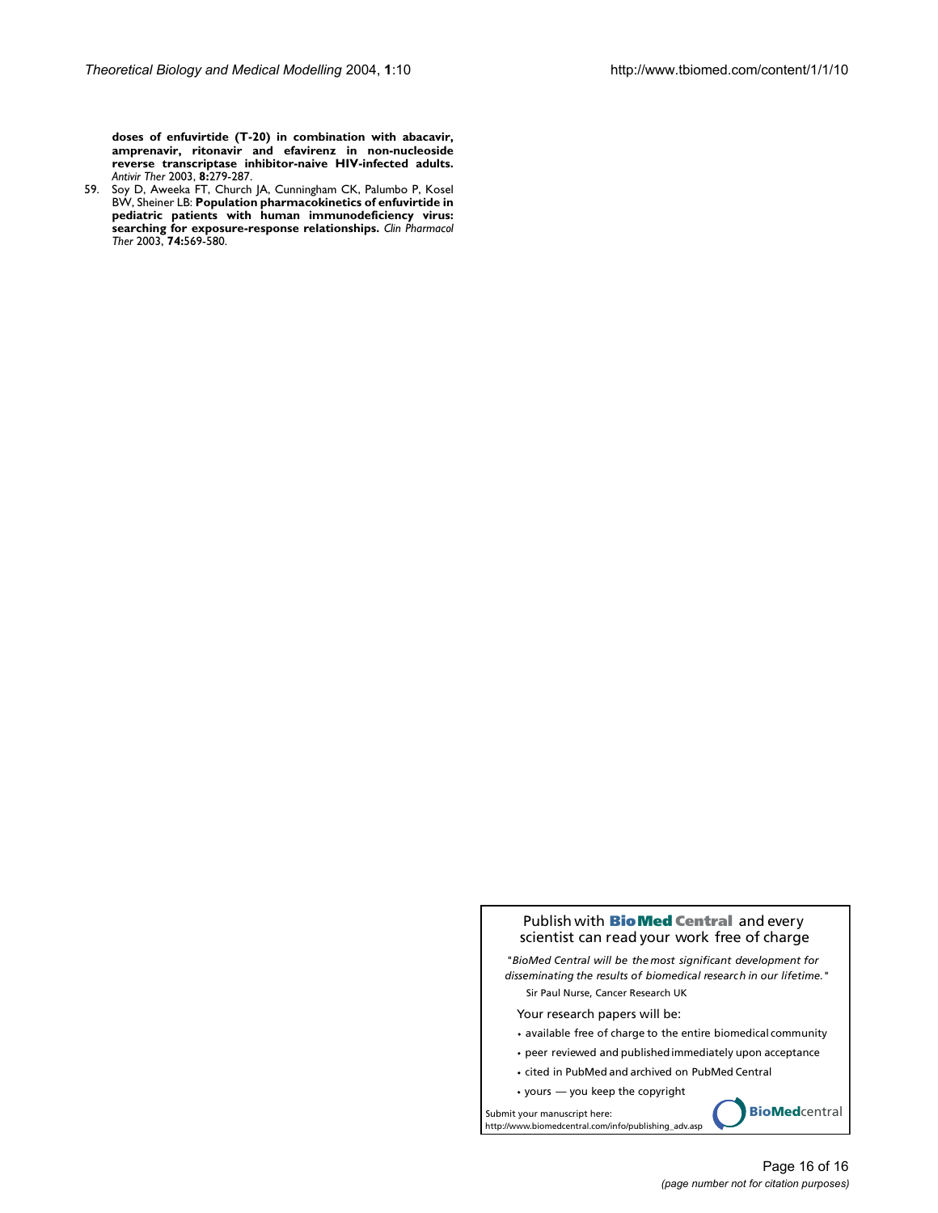**doses of enfuvirtide (T-20) in combination with abacavir, amprenavir, ritonavir and efavirenz in non-nucleoside reverse transcriptase inhibitor-naive HIV-infected adults.** *Antivir Ther* 2003, **8:**279-287.

59. Soy D, Aweeka FT, Church JA, Cunningham CK, Palumbo P, Kosel BW, Sheiner LB: **Population pharmacokinetics of enfuvirtide in pediatric patients with human immunodeficiency virus: searching for exposure-response relationships.** *Clin Pharmacol Ther* 2003, **74:**569-580.

Publish with **BioMed Central** and every scientist can read your work free of charge

*"BioMed Central will be the most significant development for disseminating the results of biomedical research in our lifetime."*

Sir Paul Nurse, Cancer Research UK

Your research papers will be:

- available free of charge to the entire biomedical community
- peer reviewed and published immediately upon acceptance
- cited in PubMed and archived on PubMed Central
- yours — you keep the copyright

Submit your manuscript here:
http://www.biomedcentral.com/info/publishing_adv.asp

**BioMed**central